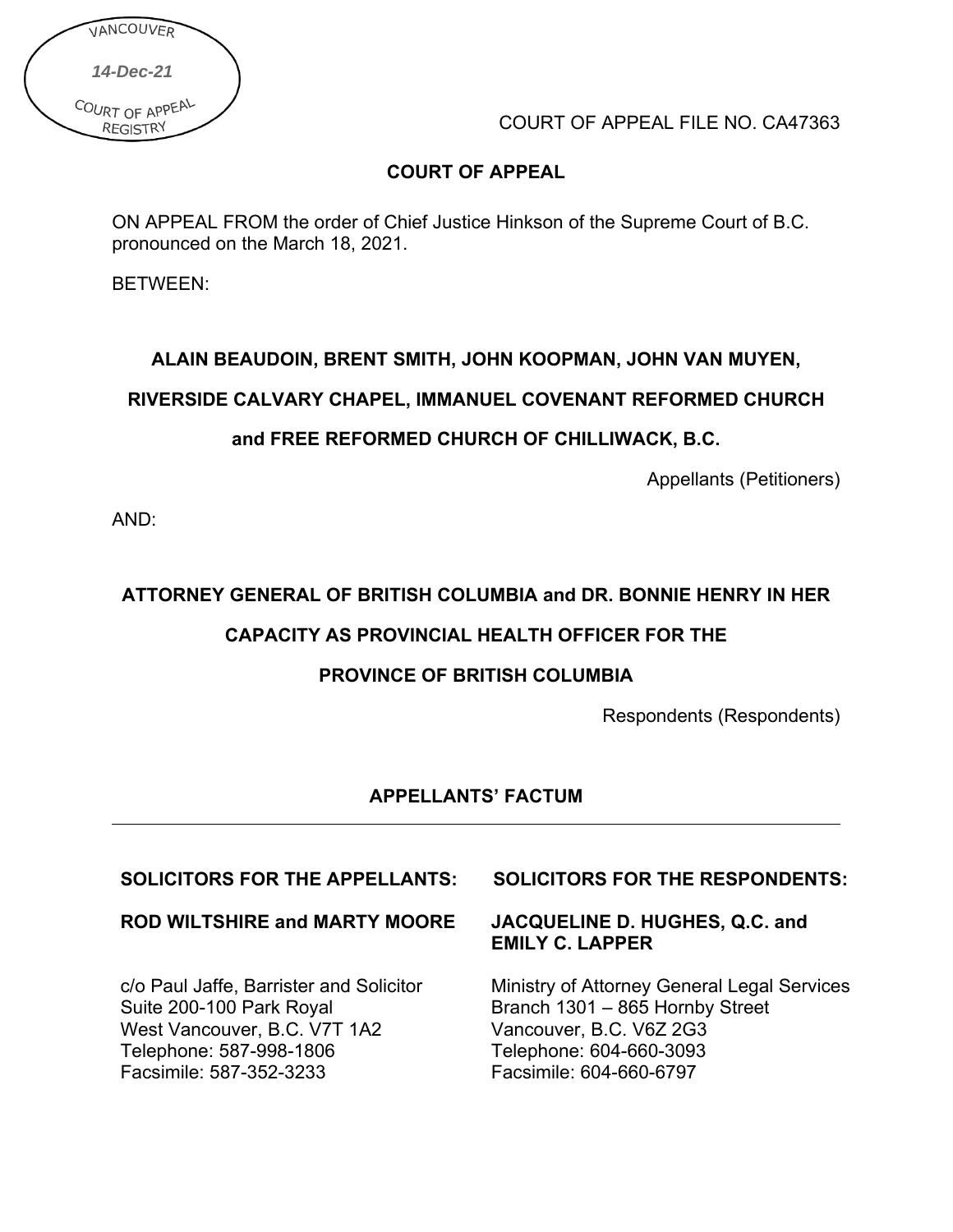VANCOUVER

*14-Dec-21*

COURT OF APPEAL REGISTRY

COURT OF APPEAL FILE NO. CA47363

**COURT OF APPEAL**

ON APPEAL FROM the order of Chief Justice Hinkson of the Supreme Court of B.C. pronounced on the March 18, 2021.

BETWEEN:

**ALAIN BEAUDOIN, BRENT SMITH, JOHN KOOPMAN, JOHN VAN MUYEN,**

**RIVERSIDE CALVARY CHAPEL, IMMANUEL COVENANT REFORMED CHURCH**

**and FREE REFORMED CHURCH OF CHILLIWACK, B.C.**

Appellants (Petitioners)

AND:

**ATTORNEY GENERAL OF BRITISH COLUMBIA and DR. BONNIE HENRY IN HER**

**CAPACITY AS PROVINCIAL HEALTH OFFICER FOR THE**

**PROVINCE OF BRITISH COLUMBIA**

Respondents (Respondents)

**APPELLANTS' FACTUM**

---

| **SOLICITORS FOR THE APPELLANTS:** | **SOLICITORS FOR THE RESPONDENTS:** |
|---|---|
| **ROD WILTSHIRE and MARTY MOORE** | **JACQUELINE D. HUGHES, Q.C. and EMILY C. LAPPER** |
| c/o Paul Jaffe, Barrister and Solicitor<br>Suite 200-100 Park Royal<br>West Vancouver, B.C. V7T 1A2<br>Telephone: 587-998-1806<br>Facsimile: 587-352-3233 | Ministry of Attorney General Legal Services<br>Branch 1301 – 865 Hornby Street<br>Vancouver, B.C. V6Z 2G3<br>Telephone: 604-660-3093<br>Facsimile: 604-660-6797 |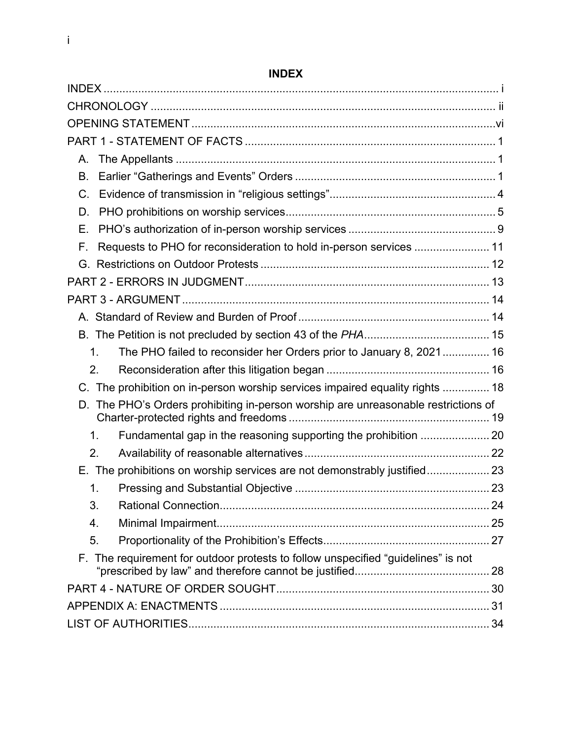# INDEX

INDEX ..... i

CHRONOLOGY ..... ii

OPENING STATEMENT ..... vi

PART 1 - STATEMENT OF FACTS ..... 1

- A. The Appellants ..... 1
- B. Earlier "Gatherings and Events" Orders ..... 1
- C. Evidence of transmission in "religious settings" ..... 4
- D. PHO prohibitions on worship services ..... 5
- E. PHO's authorization of in-person worship services ..... 9
- F. Requests to PHO for reconsideration to hold in-person services ..... 11
- G. Restrictions on Outdoor Protests ..... 12

PART 2 - ERRORS IN JUDGMENT ..... 13

PART 3 - ARGUMENT ..... 14

- A. Standard of Review and Burden of Proof ..... 14
- B. The Petition is not precluded by section 43 of the *PHA* ..... 15
  1. The PHO failed to reconsider her Orders prior to January 8, 2021 ..... 16
  2. Reconsideration after this litigation began ..... 16
- C. The prohibition on in-person worship services impaired equality rights ..... 18
- D. The PHO's Orders prohibiting in-person worship are unreasonable restrictions of Charter-protected rights and freedoms ..... 19
  1. Fundamental gap in the reasoning supporting the prohibition ..... 20
  2. Availability of reasonable alternatives ..... 22
- E. The prohibitions on worship services are not demonstrably justified ..... 23
  1. Pressing and Substantial Objective ..... 23
  3. Rational Connection ..... 24
  4. Minimal Impairment ..... 25
  5. Proportionality of the Prohibition's Effects ..... 27
- F. The requirement for outdoor protests to follow unspecified "guidelines" is not "prescribed by law" and therefore cannot be justified ..... 28

PART 4 - NATURE OF ORDER SOUGHT ..... 30

APPENDIX A: ENACTMENTS ..... 31

LIST OF AUTHORITIES ..... 34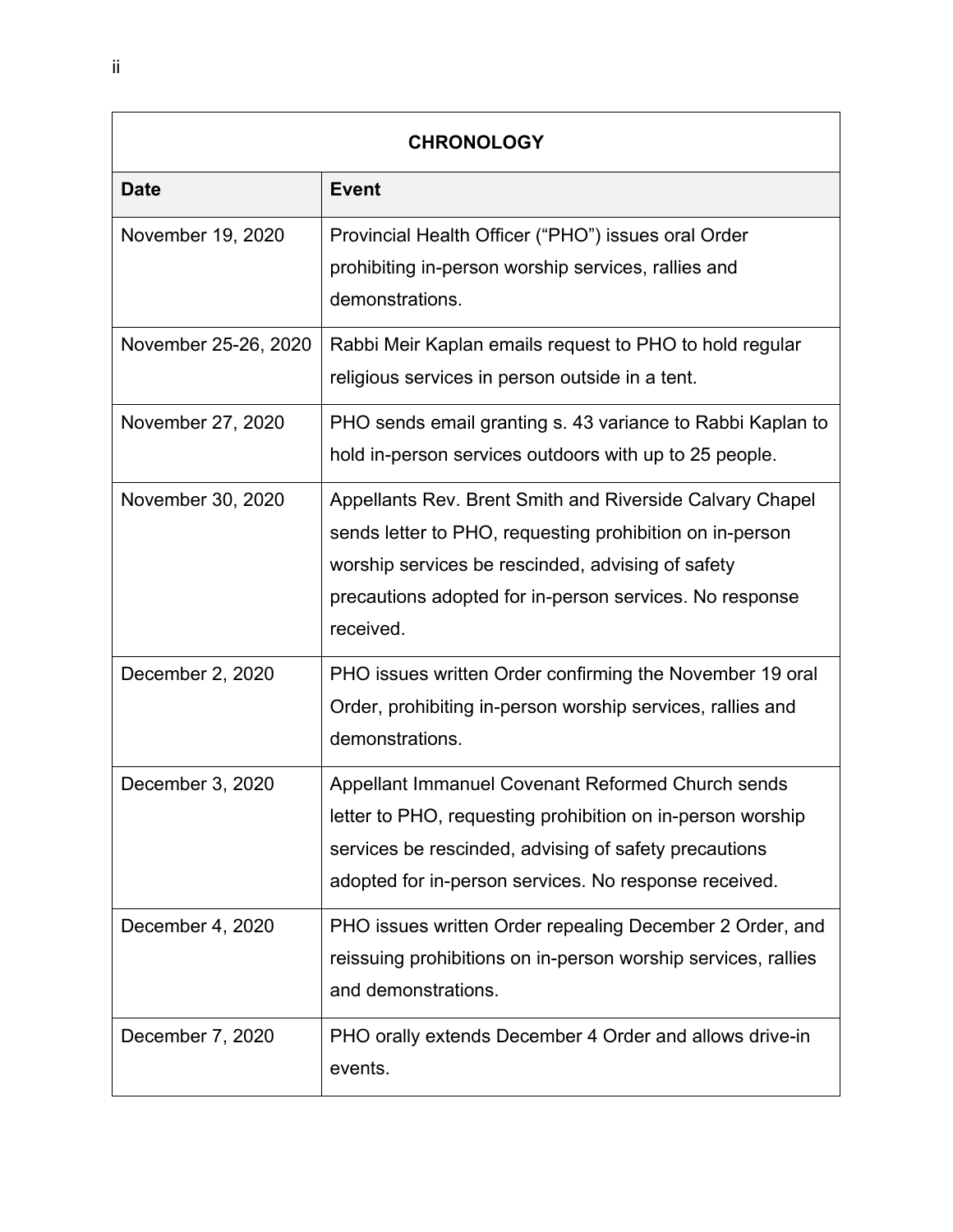| CHRONOLOGY | |
|---|---|
| **Date** | **Event** |
| November 19, 2020 | Provincial Health Officer ("PHO") issues oral Order prohibiting in-person worship services, rallies and demonstrations. |
| November 25-26, 2020 | Rabbi Meir Kaplan emails request to PHO to hold regular religious services in person outside in a tent. |
| November 27, 2020 | PHO sends email granting s. 43 variance to Rabbi Kaplan to hold in-person services outdoors with up to 25 people. |
| November 30, 2020 | Appellants Rev. Brent Smith and Riverside Calvary Chapel sends letter to PHO, requesting prohibition on in-person worship services be rescinded, advising of safety precautions adopted for in-person services. No response received. |
| December 2, 2020 | PHO issues written Order confirming the November 19 oral Order, prohibiting in-person worship services, rallies and demonstrations. |
| December 3, 2020 | Appellant Immanuel Covenant Reformed Church sends letter to PHO, requesting prohibition on in-person worship services be rescinded, advising of safety precautions adopted for in-person services. No response received. |
| December 4, 2020 | PHO issues written Order repealing December 2 Order, and reissuing prohibitions on in-person worship services, rallies and demonstrations. |
| December 7, 2020 | PHO orally extends December 4 Order and allows drive-in events. |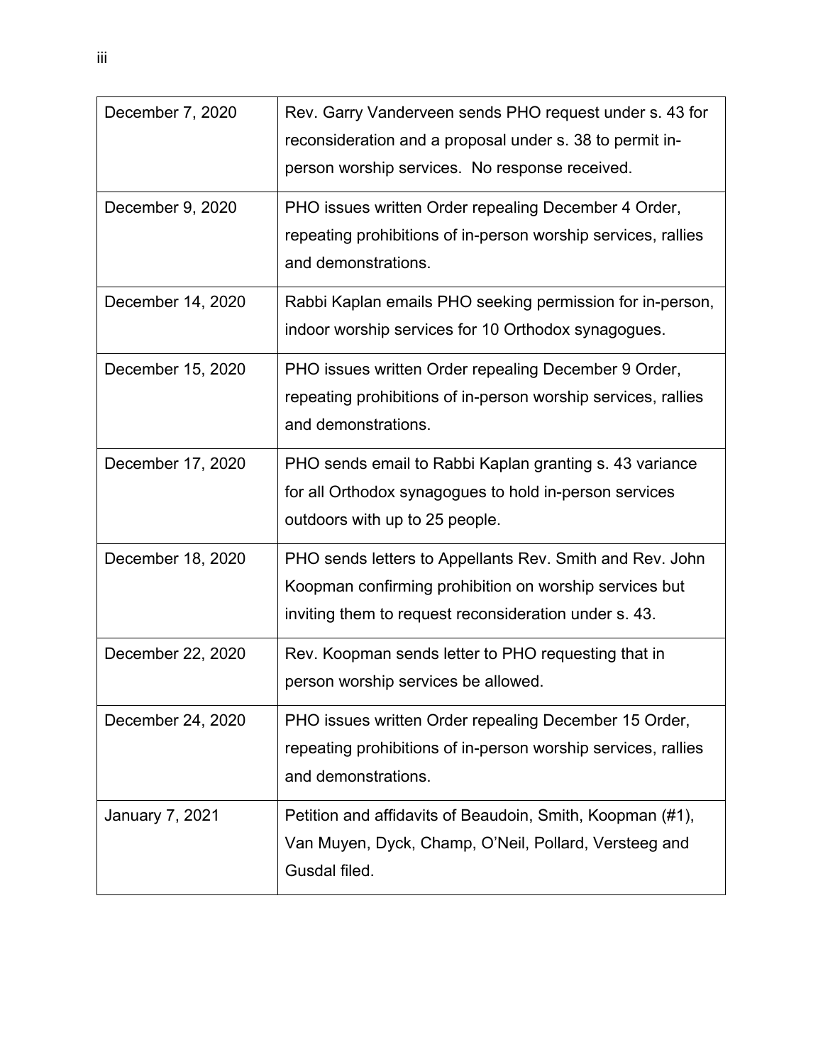| | |
|---|---|
| December 7, 2020 | Rev. Garry Vanderveen sends PHO request under s. 43 for reconsideration and a proposal under s. 38 to permit in-person worship services. No response received. |
| December 9, 2020 | PHO issues written Order repealing December 4 Order, repeating prohibitions of in-person worship services, rallies and demonstrations. |
| December 14, 2020 | Rabbi Kaplan emails PHO seeking permission for in-person, indoor worship services for 10 Orthodox synagogues. |
| December 15, 2020 | PHO issues written Order repealing December 9 Order, repeating prohibitions of in-person worship services, rallies and demonstrations. |
| December 17, 2020 | PHO sends email to Rabbi Kaplan granting s. 43 variance for all Orthodox synagogues to hold in-person services outdoors with up to 25 people. |
| December 18, 2020 | PHO sends letters to Appellants Rev. Smith and Rev. John Koopman confirming prohibition on worship services but inviting them to request reconsideration under s. 43. |
| December 22, 2020 | Rev. Koopman sends letter to PHO requesting that in person worship services be allowed. |
| December 24, 2020 | PHO issues written Order repealing December 15 Order, repeating prohibitions of in-person worship services, rallies and demonstrations. |
| January 7, 2021 | Petition and affidavits of Beaudoin, Smith, Koopman (#1), Van Muyen, Dyck, Champ, O'Neil, Pollard, Versteeg and Gusdal filed. |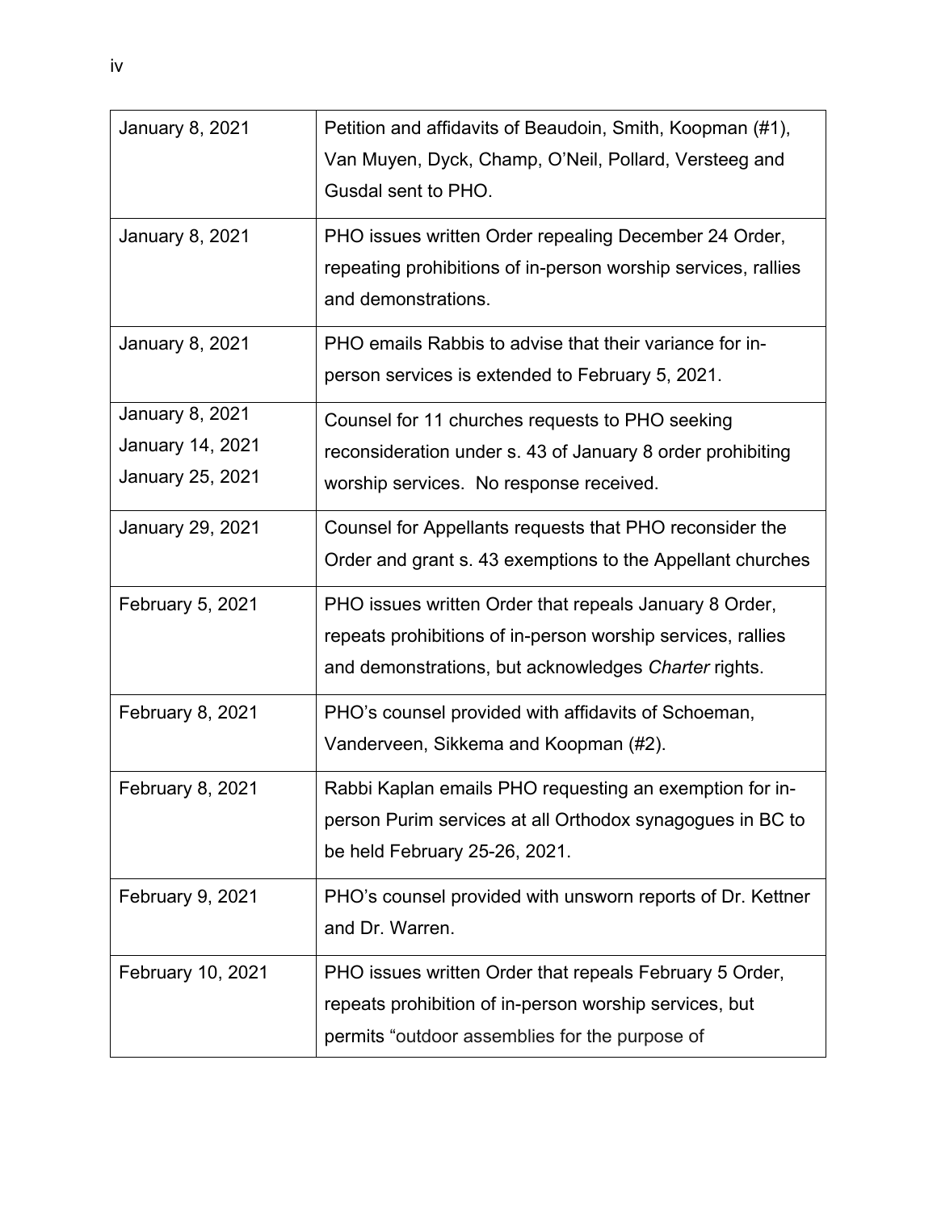| | |
|---|---|
| January 8, 2021 | Petition and affidavits of Beaudoin, Smith, Koopman (#1), Van Muyen, Dyck, Champ, O'Neil, Pollard, Versteeg and Gusdal sent to PHO. |
| January 8, 2021 | PHO issues written Order repealing December 24 Order, repeating prohibitions of in-person worship services, rallies and demonstrations. |
| January 8, 2021 | PHO emails Rabbis to advise that their variance for in-person services is extended to February 5, 2021. |
| January 8, 2021<br>January 14, 2021<br>January 25, 2021 | Counsel for 11 churches requests to PHO seeking reconsideration under s. 43 of January 8 order prohibiting worship services. No response received. |
| January 29, 2021 | Counsel for Appellants requests that PHO reconsider the Order and grant s. 43 exemptions to the Appellant churches |
| February 5, 2021 | PHO issues written Order that repeals January 8 Order, repeats prohibitions of in-person worship services, rallies and demonstrations, but acknowledges *Charter* rights. |
| February 8, 2021 | PHO's counsel provided with affidavits of Schoeman, Vanderveen, Sikkema and Koopman (#2). |
| February 8, 2021 | Rabbi Kaplan emails PHO requesting an exemption for in-person Purim services at all Orthodox synagogues in BC to be held February 25-26, 2021. |
| February 9, 2021 | PHO's counsel provided with unsworn reports of Dr. Kettner and Dr. Warren. |
| February 10, 2021 | PHO issues written Order that repeals February 5 Order, repeats prohibition of in-person worship services, but permits "outdoor assemblies for the purpose of |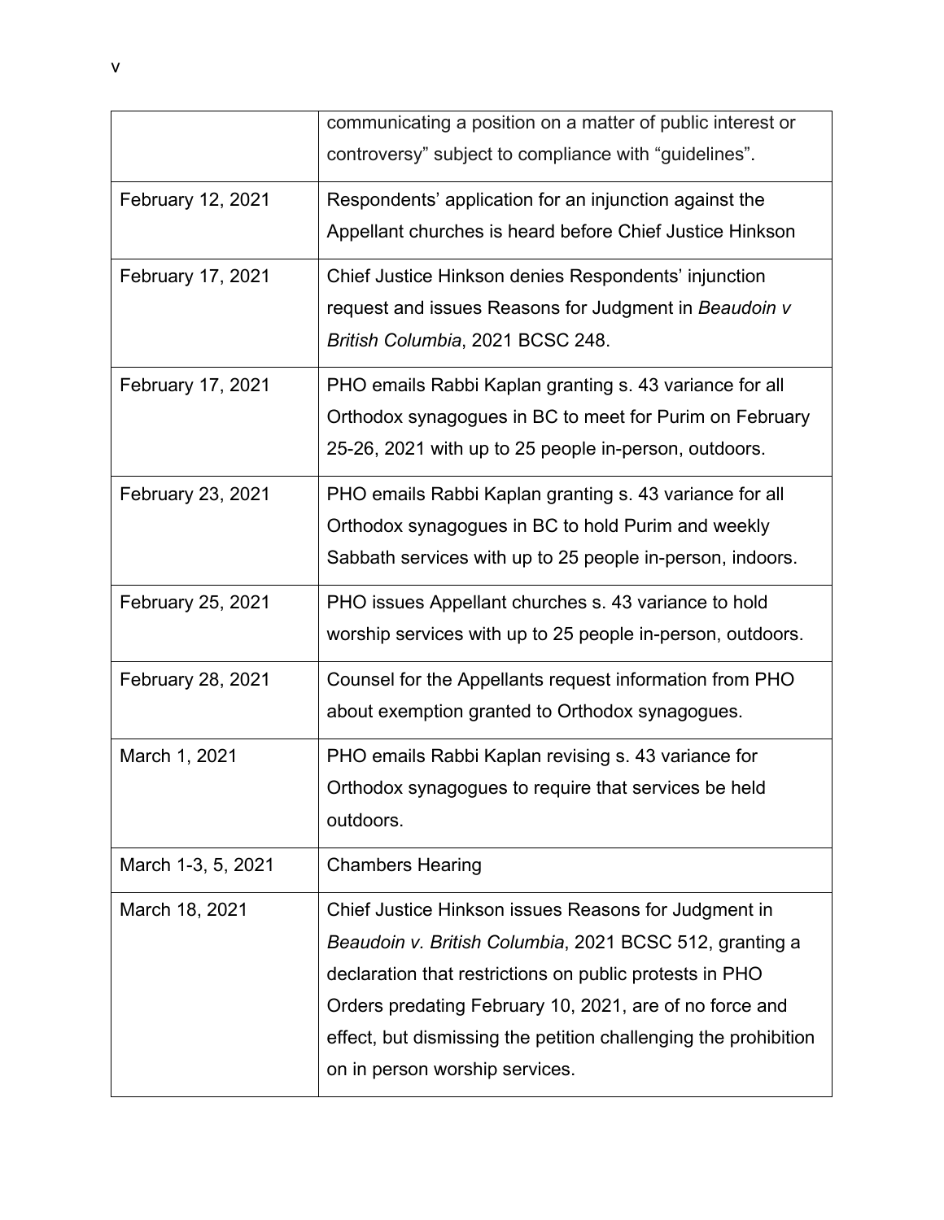| | |
|---|---|
| | communicating a position on a matter of public interest or controversy” subject to compliance with “guidelines”. |
| February 12, 2021 | Respondents’ application for an injunction against the Appellant churches is heard before Chief Justice Hinkson |
| February 17, 2021 | Chief Justice Hinkson denies Respondents’ injunction request and issues Reasons for Judgment in *Beaudoin v British Columbia*, 2021 BCSC 248. |
| February 17, 2021 | PHO emails Rabbi Kaplan granting s. 43 variance for all Orthodox synagogues in BC to meet for Purim on February 25-26, 2021 with up to 25 people in-person, outdoors. |
| February 23, 2021 | PHO emails Rabbi Kaplan granting s. 43 variance for all Orthodox synagogues in BC to hold Purim and weekly Sabbath services with up to 25 people in-person, indoors. |
| February 25, 2021 | PHO issues Appellant churches s. 43 variance to hold worship services with up to 25 people in-person, outdoors. |
| February 28, 2021 | Counsel for the Appellants request information from PHO about exemption granted to Orthodox synagogues. |
| March 1, 2021 | PHO emails Rabbi Kaplan revising s. 43 variance for Orthodox synagogues to require that services be held outdoors. |
| March 1-3, 5, 2021 | Chambers Hearing |
| March 18, 2021 | Chief Justice Hinkson issues Reasons for Judgment in *Beaudoin v. British Columbia*, 2021 BCSC 512, granting a declaration that restrictions on public protests in PHO Orders predating February 10, 2021, are of no force and effect, but dismissing the petition challenging the prohibition on in person worship services. |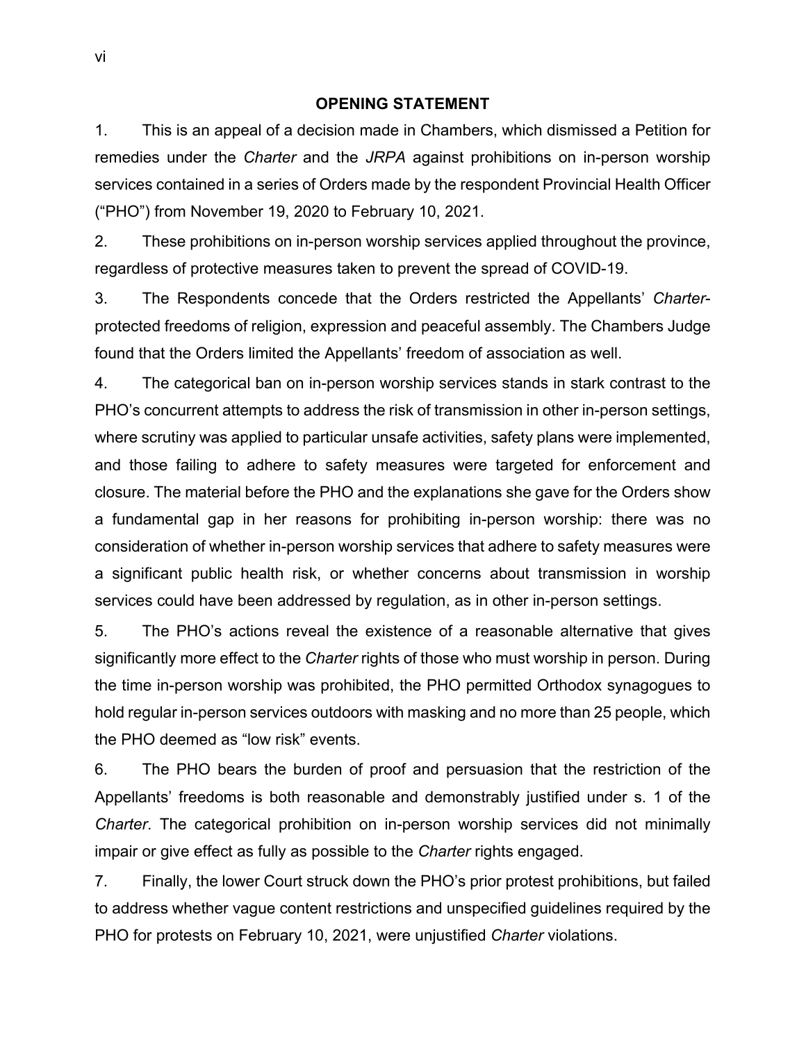## OPENING STATEMENT

1. This is an appeal of a decision made in Chambers, which dismissed a Petition for remedies under the *Charter* and the *JRPA* against prohibitions on in-person worship services contained in a series of Orders made by the respondent Provincial Health Officer ("PHO") from November 19, 2020 to February 10, 2021.

2. These prohibitions on in-person worship services applied throughout the province, regardless of protective measures taken to prevent the spread of COVID-19.

3. The Respondents concede that the Orders restricted the Appellants' *Charter*-protected freedoms of religion, expression and peaceful assembly. The Chambers Judge found that the Orders limited the Appellants' freedom of association as well.

4. The categorical ban on in-person worship services stands in stark contrast to the PHO's concurrent attempts to address the risk of transmission in other in-person settings, where scrutiny was applied to particular unsafe activities, safety plans were implemented, and those failing to adhere to safety measures were targeted for enforcement and closure. The material before the PHO and the explanations she gave for the Orders show a fundamental gap in her reasons for prohibiting in-person worship: there was no consideration of whether in-person worship services that adhere to safety measures were a significant public health risk, or whether concerns about transmission in worship services could have been addressed by regulation, as in other in-person settings.

5. The PHO's actions reveal the existence of a reasonable alternative that gives significantly more effect to the *Charter* rights of those who must worship in person. During the time in-person worship was prohibited, the PHO permitted Orthodox synagogues to hold regular in-person services outdoors with masking and no more than 25 people, which the PHO deemed as "low risk" events.

6. The PHO bears the burden of proof and persuasion that the restriction of the Appellants' freedoms is both reasonable and demonstrably justified under s. 1 of the *Charter*. The categorical prohibition on in-person worship services did not minimally impair or give effect as fully as possible to the *Charter* rights engaged.

7. Finally, the lower Court struck down the PHO's prior protest prohibitions, but failed to address whether vague content restrictions and unspecified guidelines required by the PHO for protests on February 10, 2021, were unjustified *Charter* violations.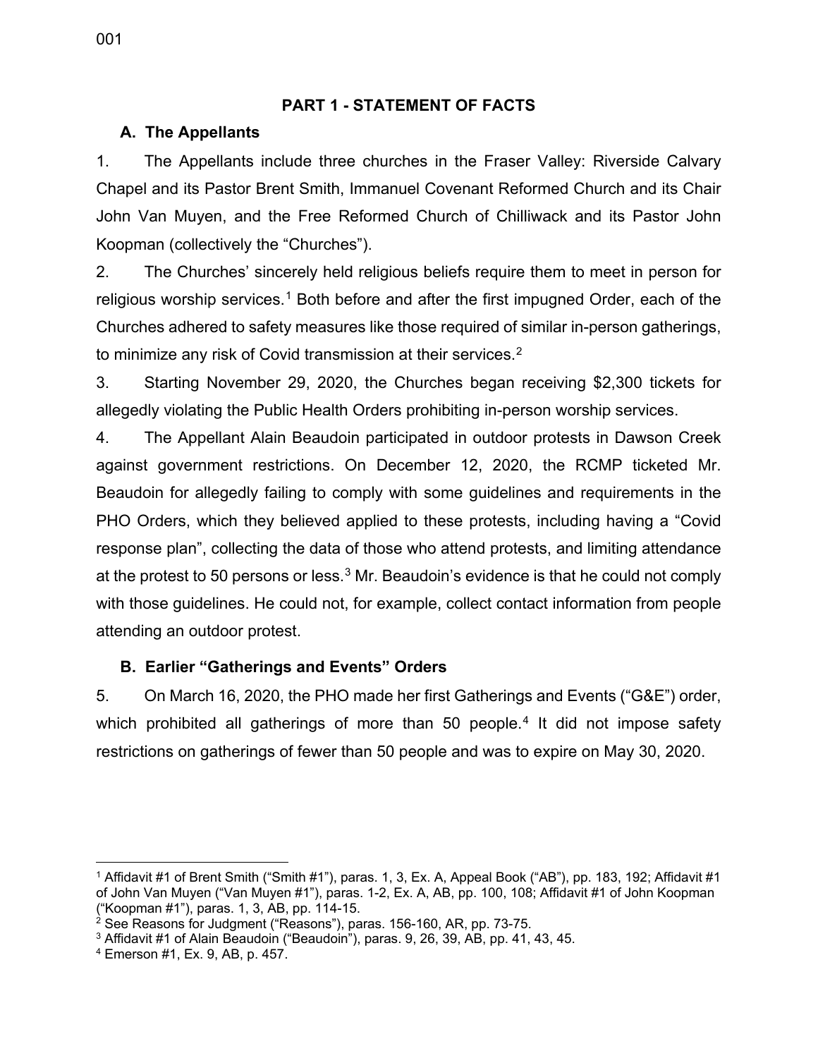## PART 1 - STATEMENT OF FACTS

### A. The Appellants

1. The Appellants include three churches in the Fraser Valley: Riverside Calvary Chapel and its Pastor Brent Smith, Immanuel Covenant Reformed Church and its Chair John Van Muyen, and the Free Reformed Church of Chilliwack and its Pastor John Koopman (collectively the "Churches").

2. The Churches' sincerely held religious beliefs require them to meet in person for religious worship services.[1] Both before and after the first impugned Order, each of the Churches adhered to safety measures like those required of similar in-person gatherings, to minimize any risk of Covid transmission at their services.[2]

3. Starting November 29, 2020, the Churches began receiving $2,300 tickets for allegedly violating the Public Health Orders prohibiting in-person worship services.

4. The Appellant Alain Beaudoin participated in outdoor protests in Dawson Creek against government restrictions. On December 12, 2020, the RCMP ticketed Mr. Beaudoin for allegedly failing to comply with some guidelines and requirements in the PHO Orders, which they believed applied to these protests, including having a "Covid response plan", collecting the data of those who attend protests, and limiting attendance at the protest to 50 persons or less.[3] Mr. Beaudoin's evidence is that he could not comply with those guidelines. He could not, for example, collect contact information from people attending an outdoor protest.

### B. Earlier "Gatherings and Events" Orders

5. On March 16, 2020, the PHO made her first Gatherings and Events ("G&E") order, which prohibited all gatherings of more than 50 people.[4] It did not impose safety restrictions on gatherings of fewer than 50 people and was to expire on May 30, 2020.

---

[1] Affidavit #1 of Brent Smith ("Smith #1"), paras. 1, 3, Ex. A, Appeal Book ("AB"), pp. 183, 192; Affidavit #1 of John Van Muyen ("Van Muyen #1"), paras. 1-2, Ex. A, AB, pp. 100, 108; Affidavit #1 of John Koopman ("Koopman #1"), paras. 1, 3, AB, pp. 114-15.

[2] See Reasons for Judgment ("Reasons"), paras. 156-160, AR, pp. 73-75.

[3] Affidavit #1 of Alain Beaudoin ("Beaudoin"), paras. 9, 26, 39, AB, pp. 41, 43, 45.

[4] Emerson #1, Ex. 9, AB, p. 457.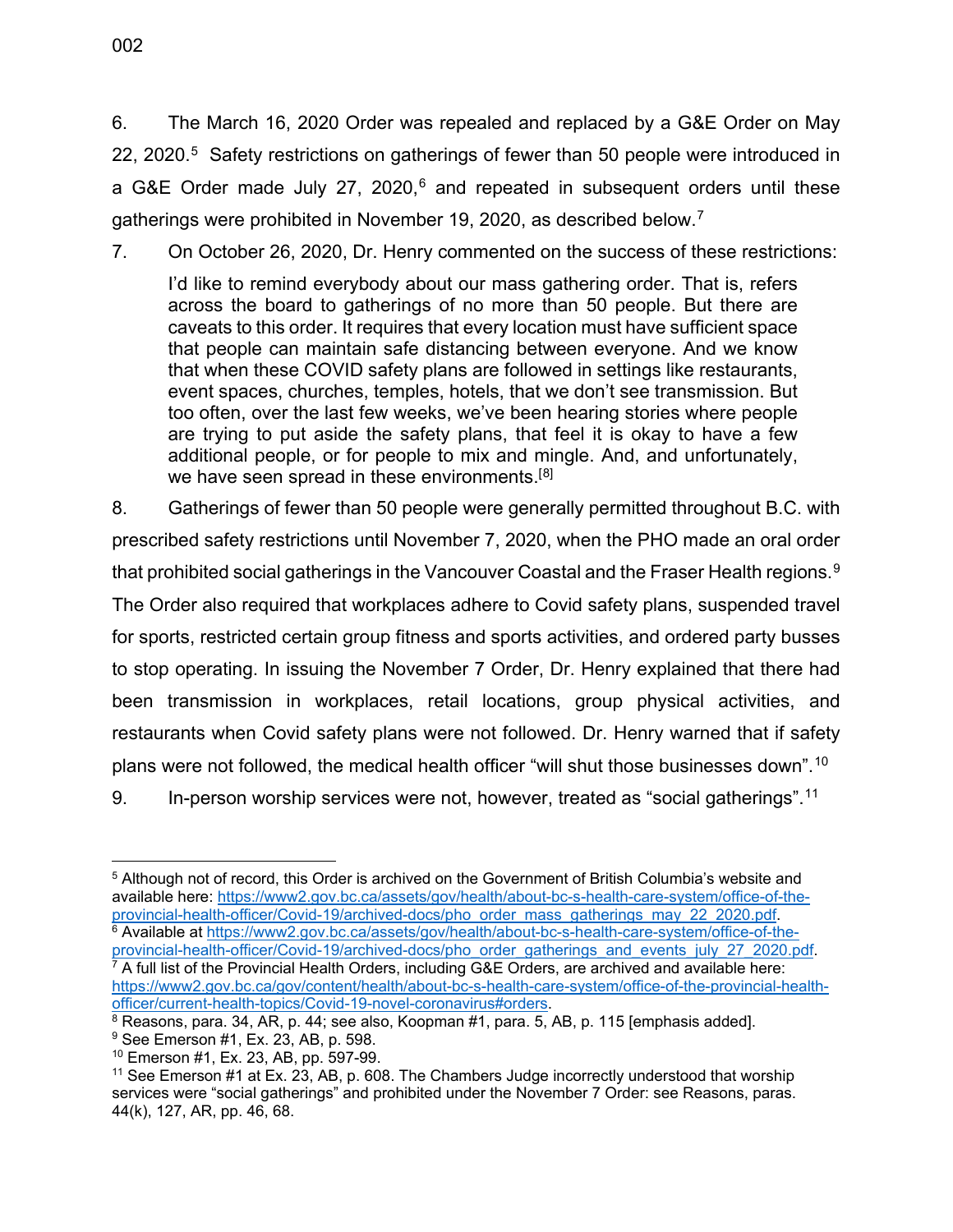6. The March 16, 2020 Order was repealed and replaced by a G&E Order on May 22, 2020.[5] Safety restrictions on gatherings of fewer than 50 people were introduced in a G&E Order made July 27, 2020,[6] and repeated in subsequent orders until these gatherings were prohibited in November 19, 2020, as described below.[7]

7. On October 26, 2020, Dr. Henry commented on the success of these restrictions:

> I'd like to remind everybody about our mass gathering order. That is, refers across the board to gatherings of no more than 50 people. But there are caveats to this order. It requires that every location must have sufficient space that people can maintain safe distancing between everyone. And we know that when these COVID safety plans are followed in settings like restaurants, event spaces, churches, temples, hotels, that we don't see transmission. But too often, over the last few weeks, we've been hearing stories where people are trying to put aside the safety plans, that feel it is okay to have a few additional people, or for people to mix and mingle. And, and unfortunately, we have seen spread in these environments.[8]

8. Gatherings of fewer than 50 people were generally permitted throughout B.C. with prescribed safety restrictions until November 7, 2020, when the PHO made an oral order that prohibited social gatherings in the Vancouver Coastal and the Fraser Health regions.[9] The Order also required that workplaces adhere to Covid safety plans, suspended travel for sports, restricted certain group fitness and sports activities, and ordered party busses to stop operating. In issuing the November 7 Order, Dr. Henry explained that there had been transmission in workplaces, retail locations, group physical activities, and restaurants when Covid safety plans were not followed. Dr. Henry warned that if safety plans were not followed, the medical health officer "will shut those businesses down".[10]

9. In-person worship services were not, however, treated as "social gatherings".[11]

---

[5] Although not of record, this Order is archived on the Government of British Columbia's website and available here: https://www2.gov.bc.ca/assets/gov/health/about-bc-s-health-care-system/office-of-the-provincial-health-officer/Covid-19/archived-docs/pho_order_mass_gatherings_may_22_2020.pdf.

[6] Available at https://www2.gov.bc.ca/assets/gov/health/about-bc-s-health-care-system/office-of-the-provincial-health-officer/Covid-19/archived-docs/pho_order_gatherings_and_events_july_27_2020.pdf.

[7] A full list of the Provincial Health Orders, including G&E Orders, are archived and available here: https://www2.gov.bc.ca/gov/content/health/about-bc-s-health-care-system/office-of-the-provincial-health-officer/current-health-topics/Covid-19-novel-coronavirus#orders.

[8] Reasons, para. 34, AR, p. 44; see also, Koopman #1, para. 5, AB, p. 115 [emphasis added].

[9] See Emerson #1, Ex. 23, AB, p. 598.

[10] Emerson #1, Ex. 23, AB, pp. 597-99.

[11] See Emerson #1 at Ex. 23, AB, p. 608. The Chambers Judge incorrectly understood that worship services were "social gatherings" and prohibited under the November 7 Order: see Reasons, paras. 44(k), 127, AR, pp. 46, 68.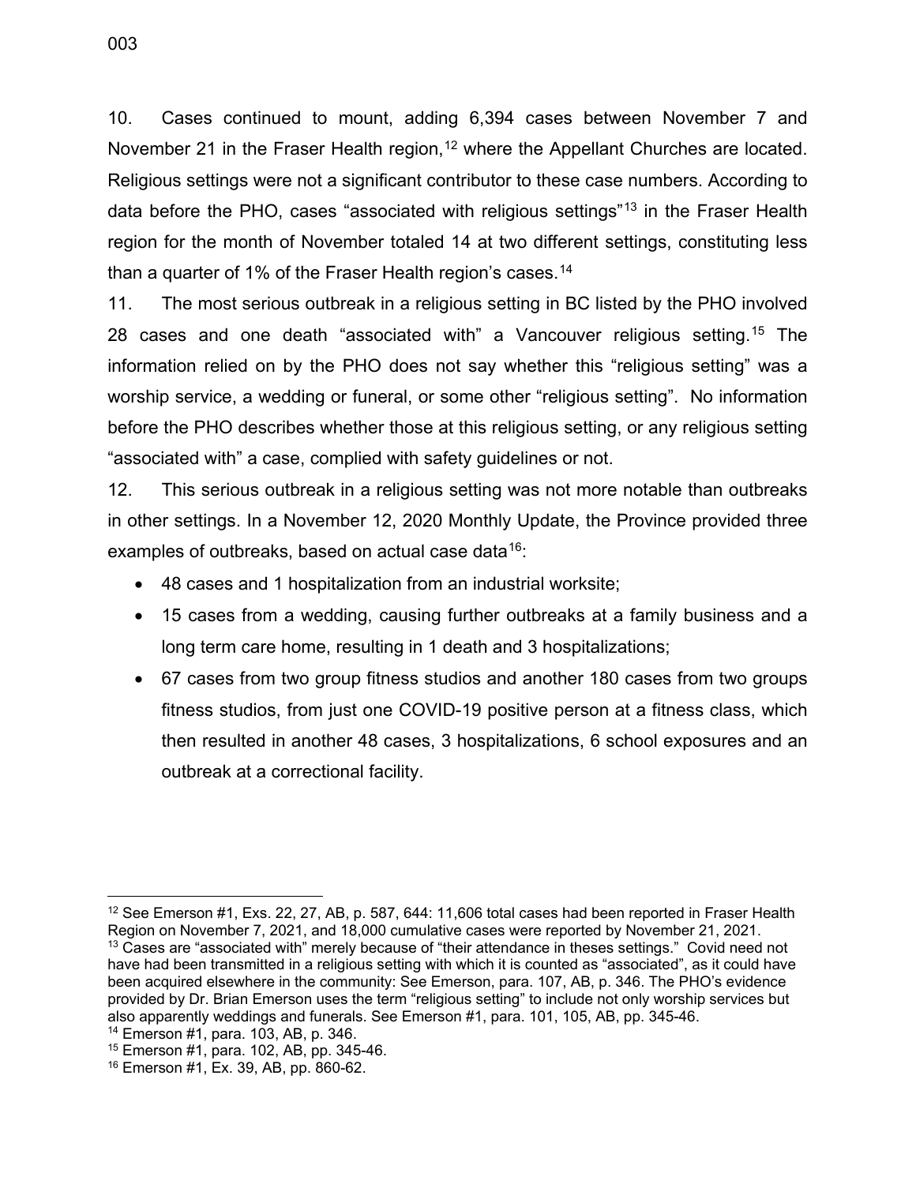10. Cases continued to mount, adding 6,394 cases between November 7 and November 21 in the Fraser Health region,[12] where the Appellant Churches are located. Religious settings were not a significant contributor to these case numbers. According to data before the PHO, cases "associated with religious settings"[13] in the Fraser Health region for the month of November totaled 14 at two different settings, constituting less than a quarter of 1% of the Fraser Health region's cases.[14]

11. The most serious outbreak in a religious setting in BC listed by the PHO involved 28 cases and one death "associated with" a Vancouver religious setting.[15] The information relied on by the PHO does not say whether this "religious setting" was a worship service, a wedding or funeral, or some other "religious setting". No information before the PHO describes whether those at this religious setting, or any religious setting "associated with" a case, complied with safety guidelines or not.

12. This serious outbreak in a religious setting was not more notable than outbreaks in other settings. In a November 12, 2020 Monthly Update, the Province provided three examples of outbreaks, based on actual case data[16]:

- 48 cases and 1 hospitalization from an industrial worksite;
- 15 cases from a wedding, causing further outbreaks at a family business and a long term care home, resulting in 1 death and 3 hospitalizations;
- 67 cases from two group fitness studios and another 180 cases from two groups fitness studios, from just one COVID-19 positive person at a fitness class, which then resulted in another 48 cases, 3 hospitalizations, 6 school exposures and an outbreak at a correctional facility.

---

[12] See Emerson #1, Exs. 22, 27, AB, p. 587, 644: 11,606 total cases had been reported in Fraser Health Region on November 7, 2021, and 18,000 cumulative cases were reported by November 21, 2021.

[13] Cases are "associated with" merely because of "their attendance in theses settings." Covid need not have had been transmitted in a religious setting with which it is counted as "associated", as it could have been acquired elsewhere in the community: See Emerson, para. 107, AB, p. 346. The PHO's evidence provided by Dr. Brian Emerson uses the term "religious setting" to include not only worship services but also apparently weddings and funerals. See Emerson #1, para. 101, 105, AB, pp. 345-46.

[14] Emerson #1, para. 103, AB, p. 346.

[15] Emerson #1, para. 102, AB, pp. 345-46.

[16] Emerson #1, Ex. 39, AB, pp. 860-62.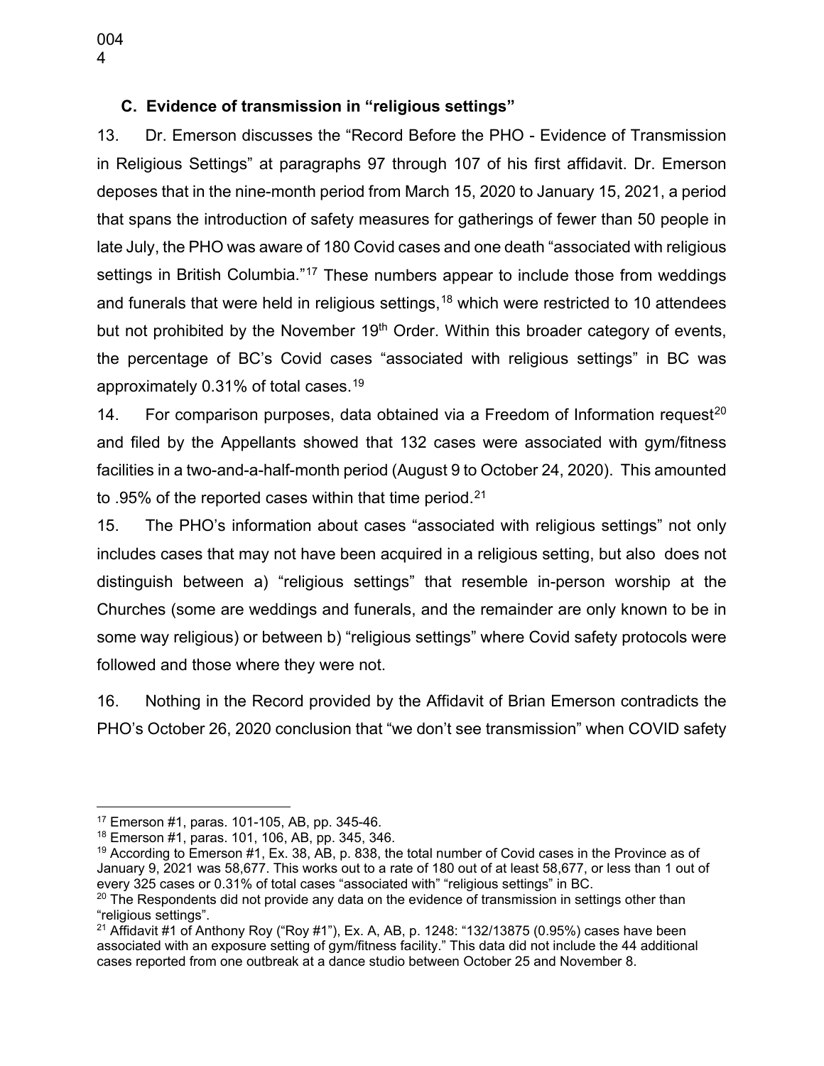### C. Evidence of transmission in "religious settings"

13. Dr. Emerson discusses the "Record Before the PHO - Evidence of Transmission in Religious Settings" at paragraphs 97 through 107 of his first affidavit. Dr. Emerson deposes that in the nine-month period from March 15, 2020 to January 15, 2021, a period that spans the introduction of safety measures for gatherings of fewer than 50 people in late July, the PHO was aware of 180 Covid cases and one death "associated with religious settings in British Columbia."[17] These numbers appear to include those from weddings and funerals that were held in religious settings,[18] which were restricted to 10 attendees but not prohibited by the November 19th Order. Within this broader category of events, the percentage of BC's Covid cases "associated with religious settings" in BC was approximately 0.31% of total cases.[19]

14. For comparison purposes, data obtained via a Freedom of Information request[20] and filed by the Appellants showed that 132 cases were associated with gym/fitness facilities in a two-and-a-half-month period (August 9 to October 24, 2020). This amounted to .95% of the reported cases within that time period.[21]

15. The PHO's information about cases "associated with religious settings" not only includes cases that may not have been acquired in a religious setting, but also does not distinguish between a) "religious settings" that resemble in-person worship at the Churches (some are weddings and funerals, and the remainder are only known to be in some way religious) or between b) "religious settings" where Covid safety protocols were followed and those where they were not.

16. Nothing in the Record provided by the Affidavit of Brian Emerson contradicts the PHO's October 26, 2020 conclusion that "we don't see transmission" when COVID safety

---

[17] Emerson #1, paras. 101-105, AB, pp. 345-46.

[18] Emerson #1, paras. 101, 106, AB, pp. 345, 346.

[19] According to Emerson #1, Ex. 38, AB, p. 838, the total number of Covid cases in the Province as of January 9, 2021 was 58,677. This works out to a rate of 180 out of at least 58,677, or less than 1 out of every 325 cases or 0.31% of total cases "associated with" "religious settings" in BC.

[20] The Respondents did not provide any data on the evidence of transmission in settings other than "religious settings".

[21] Affidavit #1 of Anthony Roy ("Roy #1"), Ex. A, AB, p. 1248: "132/13875 (0.95%) cases have been associated with an exposure setting of gym/fitness facility." This data did not include the 44 additional cases reported from one outbreak at a dance studio between October 25 and November 8.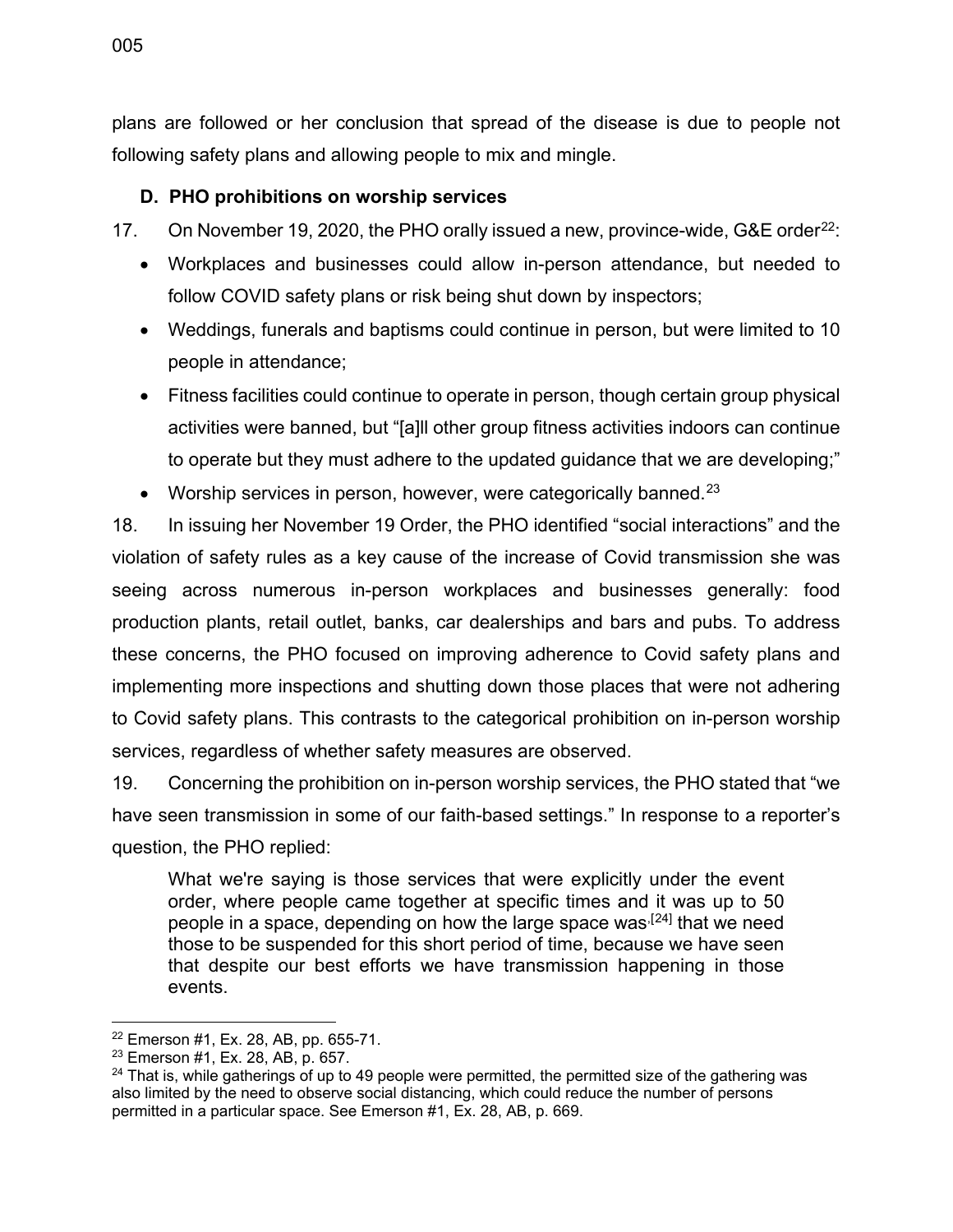plans are followed or her conclusion that spread of the disease is due to people not following safety plans and allowing people to mix and mingle.

### D. PHO prohibitions on worship services

17. On November 19, 2020, the PHO orally issued a new, province-wide, G&E order[22]:

- Workplaces and businesses could allow in-person attendance, but needed to follow COVID safety plans or risk being shut down by inspectors;
- Weddings, funerals and baptisms could continue in person, but were limited to 10 people in attendance;
- Fitness facilities could continue to operate in person, though certain group physical activities were banned, but "[a]ll other group fitness activities indoors can continue to operate but they must adhere to the updated guidance that we are developing;"
- Worship services in person, however, were categorically banned.[23]

18. In issuing her November 19 Order, the PHO identified "social interactions" and the violation of safety rules as a key cause of the increase of Covid transmission she was seeing across numerous in-person workplaces and businesses generally: food production plants, retail outlet, banks, car dealerships and bars and pubs. To address these concerns, the PHO focused on improving adherence to Covid safety plans and implementing more inspections and shutting down those places that were not adhering to Covid safety plans. This contrasts to the categorical prohibition on in-person worship services, regardless of whether safety measures are observed.

19. Concerning the prohibition on in-person worship services, the PHO stated that "we have seen transmission in some of our faith-based settings." In response to a reporter's question, the PHO replied:

> What we're saying is those services that were explicitly under the event order, where people came together at specific times and it was up to 50 people in a space, depending on how the large space was,[24] that we need those to be suspended for this short period of time, because we have seen that despite our best efforts we have transmission happening in those events.

---

[22] Emerson #1, Ex. 28, AB, pp. 655-71.

[23] Emerson #1, Ex. 28, AB, p. 657.

[24] That is, while gatherings of up to 49 people were permitted, the permitted size of the gathering was also limited by the need to observe social distancing, which could reduce the number of persons permitted in a particular space. See Emerson #1, Ex. 28, AB, p. 669.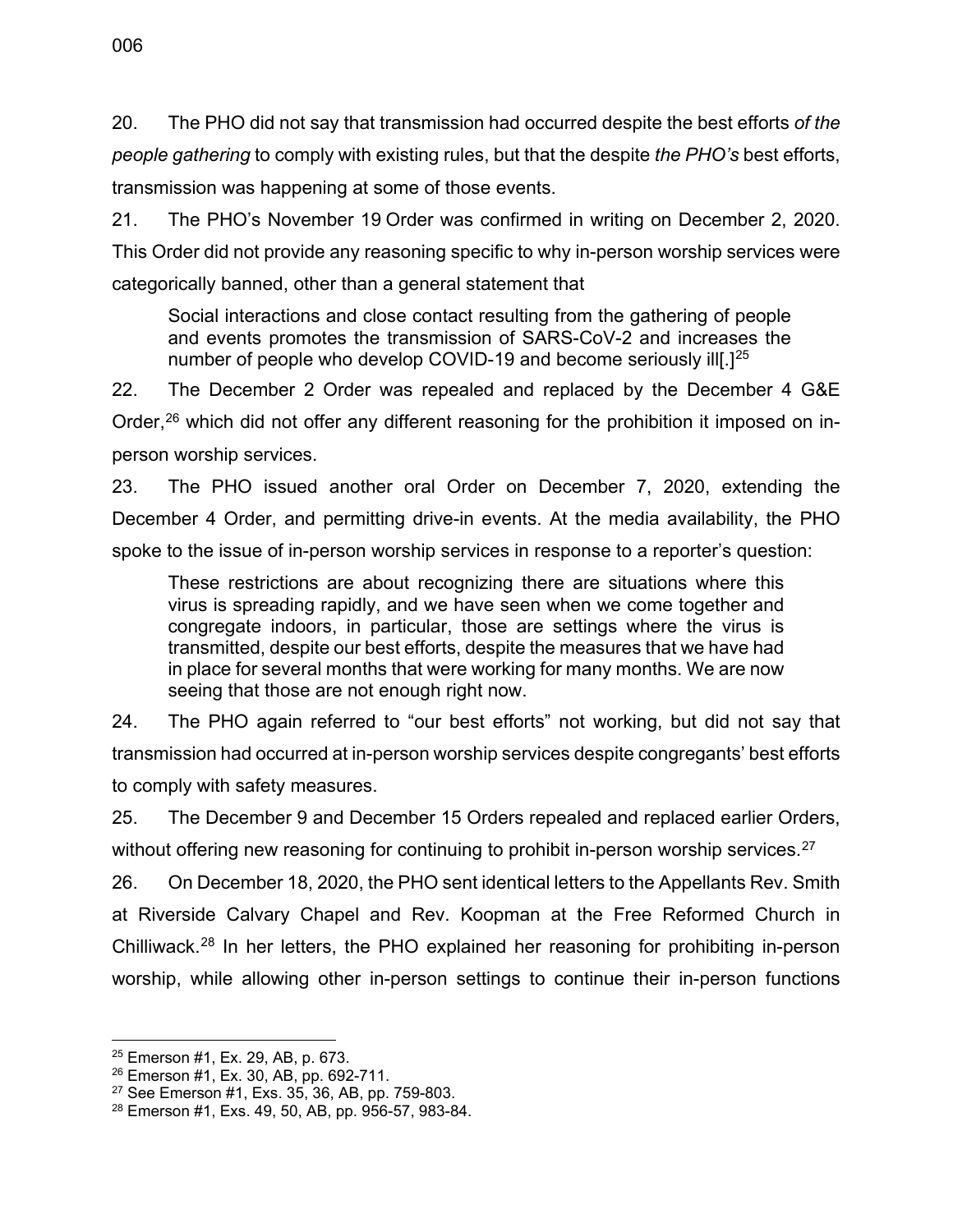20. The PHO did not say that transmission had occurred despite the best efforts *of the people gathering* to comply with existing rules, but that the despite *the PHO's* best efforts, transmission was happening at some of those events.

21. The PHO's November 19 Order was confirmed in writing on December 2, 2020. This Order did not provide any reasoning specific to why in-person worship services were categorically banned, other than a general statement that

> Social interactions and close contact resulting from the gathering of people and events promotes the transmission of SARS-CoV-2 and increases the number of people who develop COVID-19 and become seriously ill[.][25]

22. The December 2 Order was repealed and replaced by the December 4 G&E Order,[26] which did not offer any different reasoning for the prohibition it imposed on in-person worship services.

23. The PHO issued another oral Order on December 7, 2020, extending the December 4 Order, and permitting drive-in events. At the media availability, the PHO spoke to the issue of in-person worship services in response to a reporter's question:

> These restrictions are about recognizing there are situations where this virus is spreading rapidly, and we have seen when we come together and congregate indoors, in particular, those are settings where the virus is transmitted, despite our best efforts, despite the measures that we have had in place for several months that were working for many months. We are now seeing that those are not enough right now.

24. The PHO again referred to "our best efforts" not working, but did not say that transmission had occurred at in-person worship services despite congregants' best efforts to comply with safety measures.

25. The December 9 and December 15 Orders repealed and replaced earlier Orders, without offering new reasoning for continuing to prohibit in-person worship services.[27]

26. On December 18, 2020, the PHO sent identical letters to the Appellants Rev. Smith at Riverside Calvary Chapel and Rev. Koopman at the Free Reformed Church in Chilliwack.[28] In her letters, the PHO explained her reasoning for prohibiting in-person worship, while allowing other in-person settings to continue their in-person functions

---

[25] Emerson #1, Ex. 29, AB, p. 673.

[26] Emerson #1, Ex. 30, AB, pp. 692-711.

[27] See Emerson #1, Exs. 35, 36, AB, pp. 759-803.

[28] Emerson #1, Exs. 49, 50, AB, pp. 956-57, 983-84.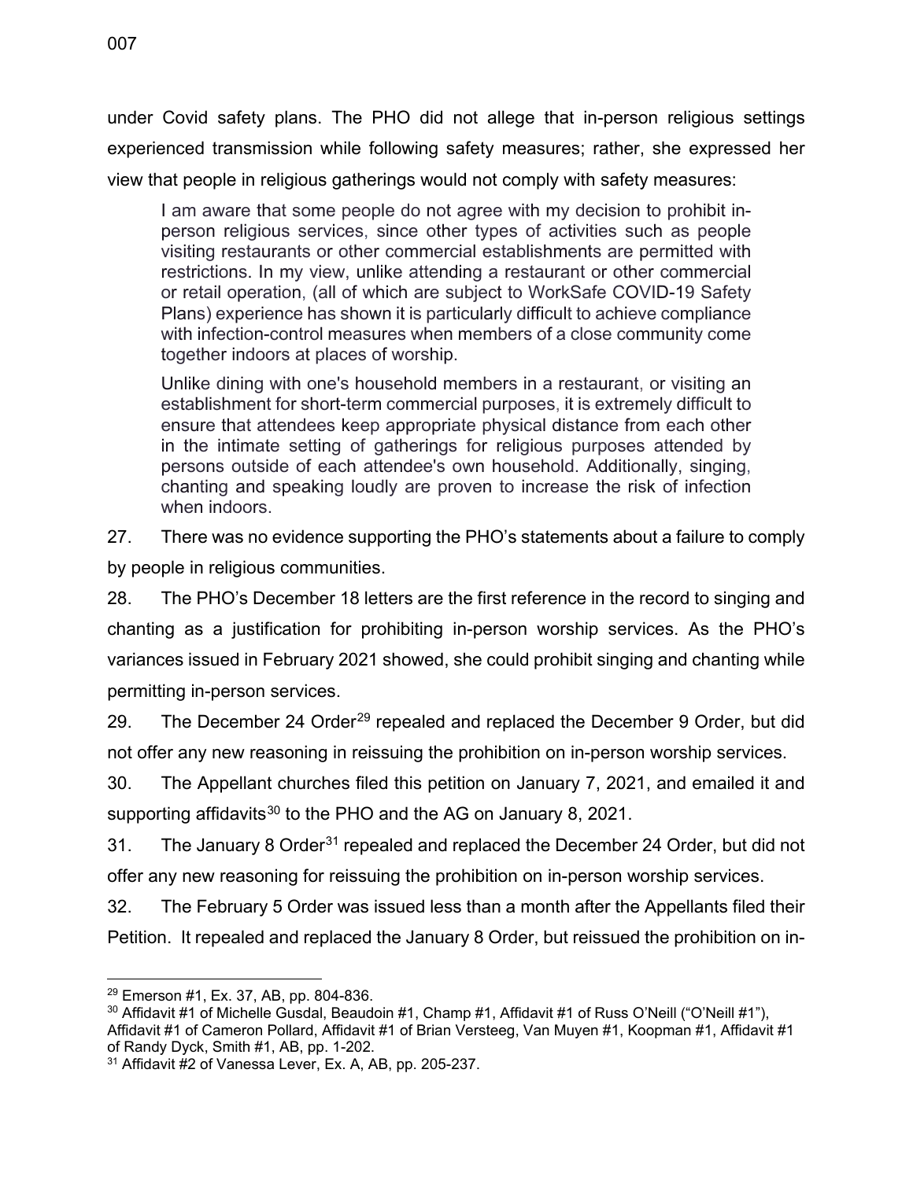under Covid safety plans. The PHO did not allege that in-person religious settings experienced transmission while following safety measures; rather, she expressed her view that people in religious gatherings would not comply with safety measures:

> I am aware that some people do not agree with my decision to prohibit in-person religious services, since other types of activities such as people visiting restaurants or other commercial establishments are permitted with restrictions. In my view, unlike attending a restaurant or other commercial or retail operation, (all of which are subject to WorkSafe COVID-19 Safety Plans) experience has shown it is particularly difficult to achieve compliance with infection-control measures when members of a close community come together indoors at places of worship.
>
> Unlike dining with one's household members in a restaurant, or visiting an establishment for short-term commercial purposes, it is extremely difficult to ensure that attendees keep appropriate physical distance from each other in the intimate setting of gatherings for religious purposes attended by persons outside of each attendee's own household. Additionally, singing, chanting and speaking loudly are proven to increase the risk of infection when indoors.

27. There was no evidence supporting the PHO's statements about a failure to comply by people in religious communities.

28. The PHO's December 18 letters are the first reference in the record to singing and chanting as a justification for prohibiting in-person worship services. As the PHO's variances issued in February 2021 showed, she could prohibit singing and chanting while permitting in-person services.

29. The December 24 Order[29] repealed and replaced the December 9 Order, but did not offer any new reasoning in reissuing the prohibition on in-person worship services.

30. The Appellant churches filed this petition on January 7, 2021, and emailed it and supporting affidavits[30] to the PHO and the AG on January 8, 2021.

31. The January 8 Order[31] repealed and replaced the December 24 Order, but did not offer any new reasoning for reissuing the prohibition on in-person worship services.

32. The February 5 Order was issued less than a month after the Appellants filed their Petition. It repealed and replaced the January 8 Order, but reissued the prohibition on in-

---

[29] Emerson #1, Ex. 37, AB, pp. 804-836.

[30] Affidavit #1 of Michelle Gusdal, Beaudoin #1, Champ #1, Affidavit #1 of Russ O'Neill ("O'Neill #1"), Affidavit #1 of Cameron Pollard, Affidavit #1 of Brian Versteeg, Van Muyen #1, Koopman #1, Affidavit #1 of Randy Dyck, Smith #1, AB, pp. 1-202.

[31] Affidavit #2 of Vanessa Lever, Ex. A, AB, pp. 205-237.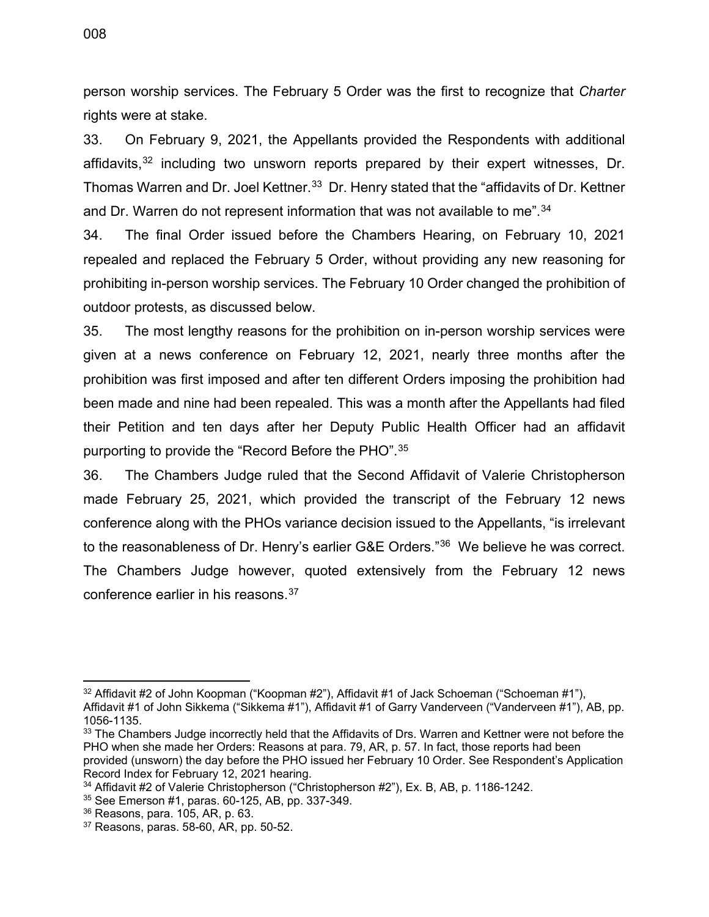person worship services. The February 5 Order was the first to recognize that *Charter* rights were at stake.

33. On February 9, 2021, the Appellants provided the Respondents with additional affidavits,[32] including two unsworn reports prepared by their expert witnesses, Dr. Thomas Warren and Dr. Joel Kettner.[33] Dr. Henry stated that the "affidavits of Dr. Kettner and Dr. Warren do not represent information that was not available to me".[34]

34. The final Order issued before the Chambers Hearing, on February 10, 2021 repealed and replaced the February 5 Order, without providing any new reasoning for prohibiting in-person worship services. The February 10 Order changed the prohibition of outdoor protests, as discussed below.

35. The most lengthy reasons for the prohibition on in-person worship services were given at a news conference on February 12, 2021, nearly three months after the prohibition was first imposed and after ten different Orders imposing the prohibition had been made and nine had been repealed. This was a month after the Appellants had filed their Petition and ten days after her Deputy Public Health Officer had an affidavit purporting to provide the "Record Before the PHO".[35]

36. The Chambers Judge ruled that the Second Affidavit of Valerie Christopherson made February 25, 2021, which provided the transcript of the February 12 news conference along with the PHOs variance decision issued to the Appellants, "is irrelevant to the reasonableness of Dr. Henry's earlier G&E Orders."[36] We believe he was correct. The Chambers Judge however, quoted extensively from the February 12 news conference earlier in his reasons.[37]

---

[32] Affidavit #2 of John Koopman ("Koopman #2"), Affidavit #1 of Jack Schoeman ("Schoeman #1"), Affidavit #1 of John Sikkema ("Sikkema #1"), Affidavit #1 of Garry Vanderveen ("Vanderveen #1"), AB, pp. 1056-1135.

[33] The Chambers Judge incorrectly held that the Affidavits of Drs. Warren and Kettner were not before the PHO when she made her Orders: Reasons at para. 79, AR, p. 57. In fact, those reports had been provided (unsworn) the day before the PHO issued her February 10 Order. See Respondent's Application Record Index for February 12, 2021 hearing.

[34] Affidavit #2 of Valerie Christopherson ("Christopherson #2"), Ex. B, AB, p. 1186-1242.

[35] See Emerson #1, paras. 60-125, AB, pp. 337-349.

[36] Reasons, para. 105, AR, p. 63.

[37] Reasons, paras. 58-60, AR, pp. 50-52.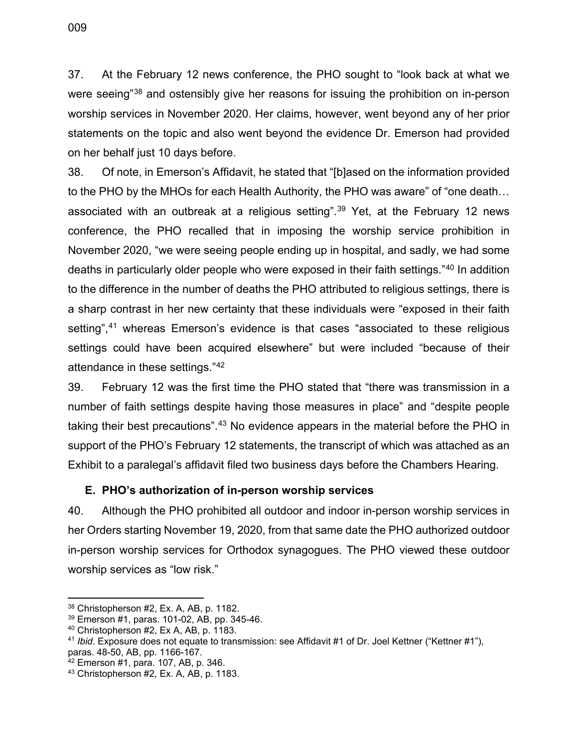37. At the February 12 news conference, the PHO sought to "look back at what we were seeing"[38] and ostensibly give her reasons for issuing the prohibition on in-person worship services in November 2020. Her claims, however, went beyond any of her prior statements on the topic and also went beyond the evidence Dr. Emerson had provided on her behalf just 10 days before.

38. Of note, in Emerson's Affidavit, he stated that "[b]ased on the information provided to the PHO by the MHOs for each Health Authority, the PHO was aware" of "one death… associated with an outbreak at a religious setting".[39] Yet, at the February 12 news conference, the PHO recalled that in imposing the worship service prohibition in November 2020, "we were seeing people ending up in hospital, and sadly, we had some deaths in particularly older people who were exposed in their faith settings."[40] In addition to the difference in the number of deaths the PHO attributed to religious settings, there is a sharp contrast in her new certainty that these individuals were "exposed in their faith setting",[41] whereas Emerson's evidence is that cases "associated to these religious settings could have been acquired elsewhere" but were included "because of their attendance in these settings."[42]

39. February 12 was the first time the PHO stated that "there was transmission in a number of faith settings despite having those measures in place" and "despite people taking their best precautions".[43] No evidence appears in the material before the PHO in support of the PHO's February 12 statements, the transcript of which was attached as an Exhibit to a paralegal's affidavit filed two business days before the Chambers Hearing.

### E. PHO's authorization of in-person worship services

40. Although the PHO prohibited all outdoor and indoor in-person worship services in her Orders starting November 19, 2020, from that same date the PHO authorized outdoor in-person worship services for Orthodox synagogues. The PHO viewed these outdoor worship services as "low risk."

---

[38] Christopherson #2, Ex. A, AB, p. 1182.

[39] Emerson #1, paras. 101-02, AB, pp. 345-46.

[40] Christopherson #2, Ex A, AB, p. 1183.

[41] *Ibid*. Exposure does not equate to transmission: see Affidavit #1 of Dr. Joel Kettner ("Kettner #1"), paras. 48-50, AB, pp. 1166-167.

[42] Emerson #1, para. 107, AB, p. 346.

[43] Christopherson #2, Ex. A, AB, p. 1183.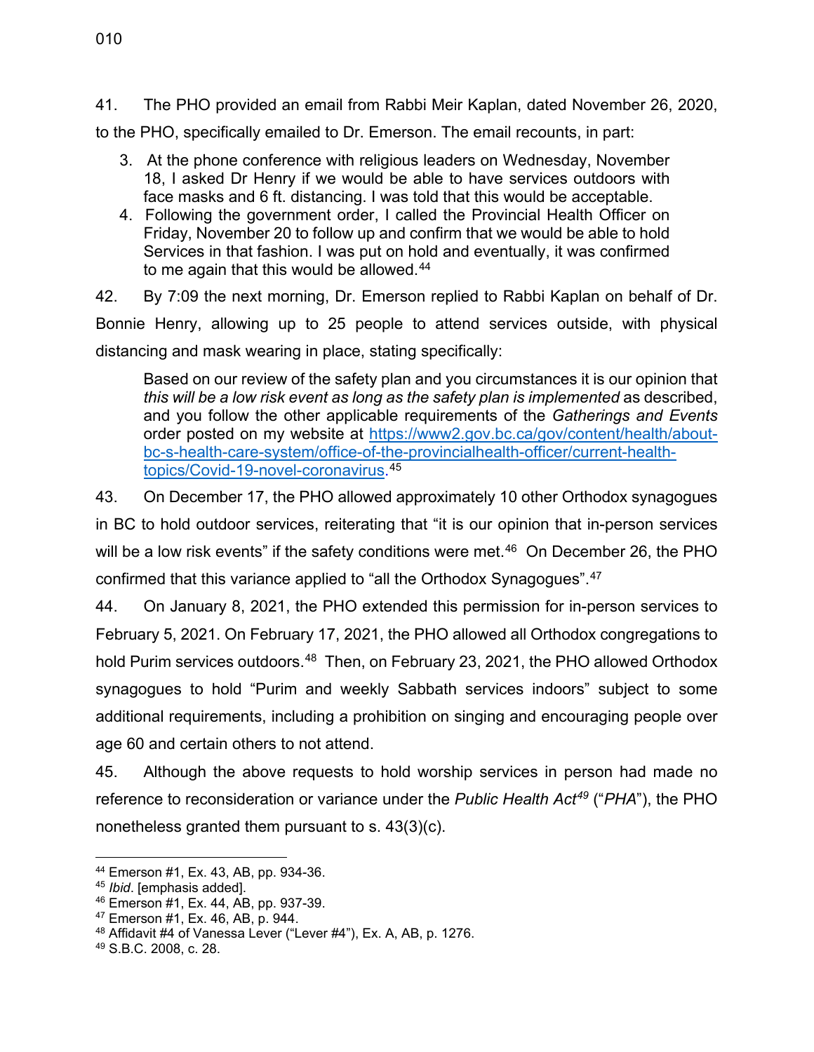41. The PHO provided an email from Rabbi Meir Kaplan, dated November 26, 2020, to the PHO, specifically emailed to Dr. Emerson. The email recounts, in part:

> 3. At the phone conference with religious leaders on Wednesday, November 18, I asked Dr Henry if we would be able to have services outdoors with face masks and 6 ft. distancing. I was told that this would be acceptable.
> 4. Following the government order, I called the Provincial Health Officer on Friday, November 20 to follow up and confirm that we would be able to hold Services in that fashion. I was put on hold and eventually, it was confirmed to me again that this would be allowed.[44]

42. By 7:09 the next morning, Dr. Emerson replied to Rabbi Kaplan on behalf of Dr. Bonnie Henry, allowing up to 25 people to attend services outside, with physical distancing and mask wearing in place, stating specifically:

> Based on our review of the safety plan and you circumstances it is our opinion that *this will be a low risk event as long as the safety plan is implemented* as described, and you follow the other applicable requirements of the *Gatherings and Events* order posted on my website at [https://www2.gov.bc.ca/gov/content/health/about-bc-s-health-care-system/office-of-the-provincialhealth-officer/current-health-topics/Covid-19-novel-coronavirus](https://www2.gov.bc.ca/gov/content/health/about-bc-s-health-care-system/office-of-the-provincialhealth-officer/current-health-topics/Covid-19-novel-coronavirus).[45]

43. On December 17, the PHO allowed approximately 10 other Orthodox synagogues in BC to hold outdoor services, reiterating that "it is our opinion that in-person services will be a low risk events" if the safety conditions were met.[46] On December 26, the PHO confirmed that this variance applied to "all the Orthodox Synagogues".[47]

44. On January 8, 2021, the PHO extended this permission for in-person services to February 5, 2021. On February 17, 2021, the PHO allowed all Orthodox congregations to hold Purim services outdoors.[48] Then, on February 23, 2021, the PHO allowed Orthodox synagogues to hold "Purim and weekly Sabbath services indoors" subject to some additional requirements, including a prohibition on singing and encouraging people over age 60 and certain others to not attend.

45. Although the above requests to hold worship services in person had made no reference to reconsideration or variance under the *Public Health Act*[49] ("*PHA*"), the PHO nonetheless granted them pursuant to s. 43(3)(c).

---

[44] Emerson #1, Ex. 43, AB, pp. 934-36.

[45] *Ibid*. [emphasis added].

[46] Emerson #1, Ex. 44, AB, pp. 937-39.

[47] Emerson #1, Ex. 46, AB, p. 944.

[48] Affidavit #4 of Vanessa Lever ("Lever #4"), Ex. A, AB, p. 1276.

[49] S.B.C. 2008, c. 28.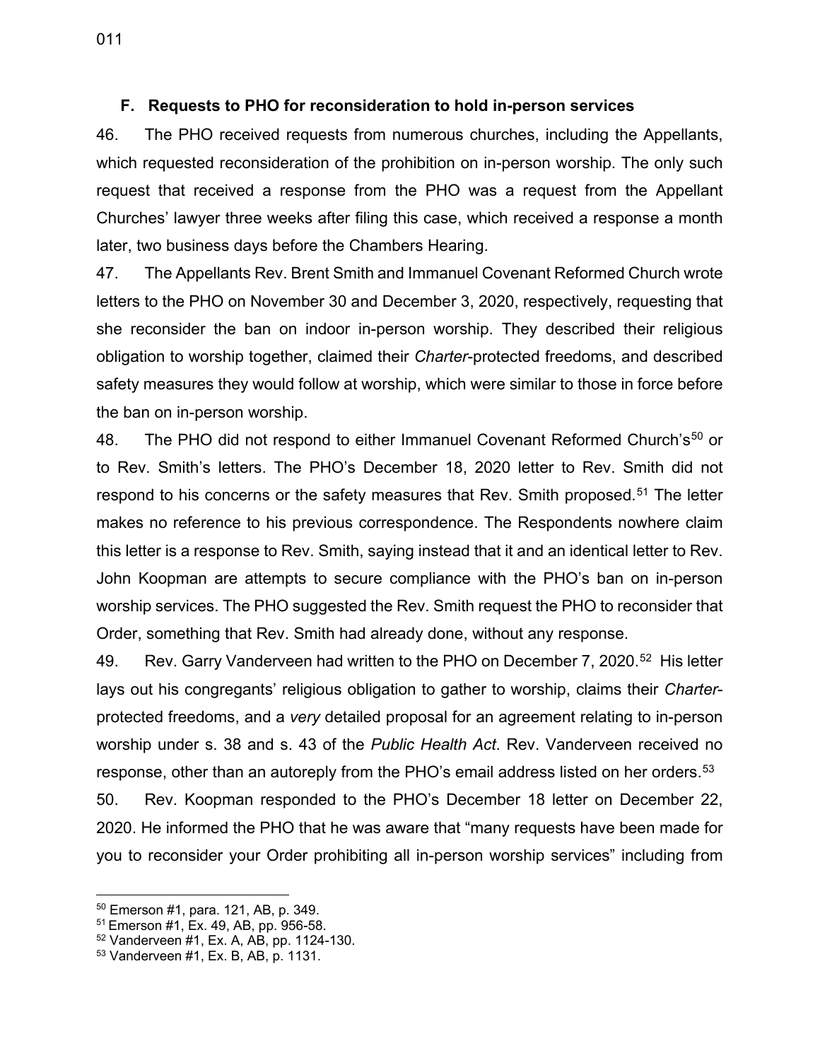### F. Requests to PHO for reconsideration to hold in-person services

46. The PHO received requests from numerous churches, including the Appellants, which requested reconsideration of the prohibition on in-person worship. The only such request that received a response from the PHO was a request from the Appellant Churches' lawyer three weeks after filing this case, which received a response a month later, two business days before the Chambers Hearing.

47. The Appellants Rev. Brent Smith and Immanuel Covenant Reformed Church wrote letters to the PHO on November 30 and December 3, 2020, respectively, requesting that she reconsider the ban on indoor in-person worship. They described their religious obligation to worship together, claimed their *Charter*-protected freedoms, and described safety measures they would follow at worship, which were similar to those in force before the ban on in-person worship.

48. The PHO did not respond to either Immanuel Covenant Reformed Church's[50] or to Rev. Smith's letters. The PHO's December 18, 2020 letter to Rev. Smith did not respond to his concerns or the safety measures that Rev. Smith proposed.[51] The letter makes no reference to his previous correspondence. The Respondents nowhere claim this letter is a response to Rev. Smith, saying instead that it and an identical letter to Rev. John Koopman are attempts to secure compliance with the PHO's ban on in-person worship services. The PHO suggested the Rev. Smith request the PHO to reconsider that Order, something that Rev. Smith had already done, without any response.

49. Rev. Garry Vanderveen had written to the PHO on December 7, 2020.[52] His letter lays out his congregants' religious obligation to gather to worship, claims their *Charter*-protected freedoms, and a *very* detailed proposal for an agreement relating to in-person worship under s. 38 and s. 43 of the *Public Health Act*. Rev. Vanderveen received no response, other than an autoreply from the PHO's email address listed on her orders.[53]

50. Rev. Koopman responded to the PHO's December 18 letter on December 22, 2020. He informed the PHO that he was aware that "many requests have been made for you to reconsider your Order prohibiting all in-person worship services" including from

---

[50] Emerson #1, para. 121, AB, p. 349.
[51] Emerson #1, Ex. 49, AB, pp. 956-58.
[52] Vanderveen #1, Ex. A, AB, pp. 1124-130.
[53] Vanderveen #1, Ex. B, AB, p. 1131.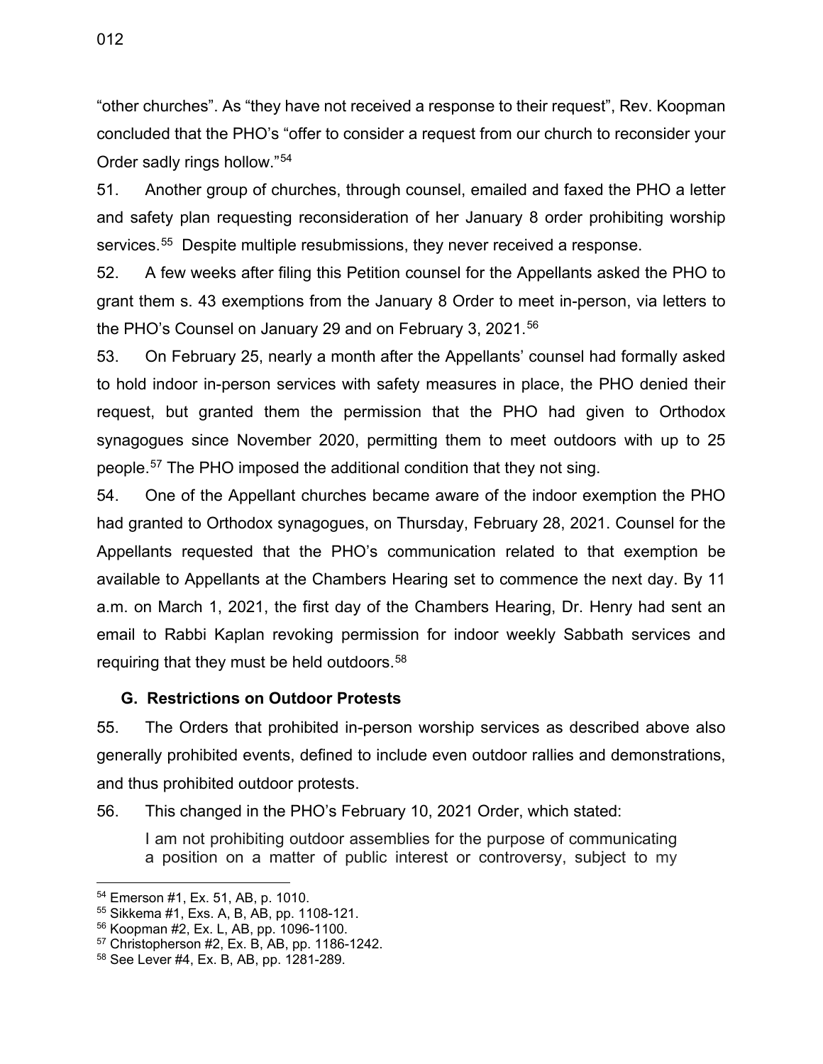"other churches". As "they have not received a response to their request", Rev. Koopman concluded that the PHO's "offer to consider a request from our church to reconsider your Order sadly rings hollow."[54]

51. Another group of churches, through counsel, emailed and faxed the PHO a letter and safety plan requesting reconsideration of her January 8 order prohibiting worship services.[55] Despite multiple resubmissions, they never received a response.

52. A few weeks after filing this Petition counsel for the Appellants asked the PHO to grant them s. 43 exemptions from the January 8 Order to meet in-person, via letters to the PHO's Counsel on January 29 and on February 3, 2021.[56]

53. On February 25, nearly a month after the Appellants' counsel had formally asked to hold indoor in-person services with safety measures in place, the PHO denied their request, but granted them the permission that the PHO had given to Orthodox synagogues since November 2020, permitting them to meet outdoors with up to 25 people.[57] The PHO imposed the additional condition that they not sing.

54. One of the Appellant churches became aware of the indoor exemption the PHO had granted to Orthodox synagogues, on Thursday, February 28, 2021. Counsel for the Appellants requested that the PHO's communication related to that exemption be available to Appellants at the Chambers Hearing set to commence the next day. By 11 a.m. on March 1, 2021, the first day of the Chambers Hearing, Dr. Henry had sent an email to Rabbi Kaplan revoking permission for indoor weekly Sabbath services and requiring that they must be held outdoors.[58]

### G. Restrictions on Outdoor Protests

55. The Orders that prohibited in-person worship services as described above also generally prohibited events, defined to include even outdoor rallies and demonstrations, and thus prohibited outdoor protests.

56. This changed in the PHO's February 10, 2021 Order, which stated:

> I am not prohibiting outdoor assemblies for the purpose of communicating a position on a matter of public interest or controversy, subject to my

---

[54] Emerson #1, Ex. 51, AB, p. 1010.
[55] Sikkema #1, Exs. A, B, AB, pp. 1108-121.
[56] Koopman #2, Ex. L, AB, pp. 1096-1100.
[57] Christopherson #2, Ex. B, AB, pp. 1186-1242.
[58] See Lever #4, Ex. B, AB, pp. 1281-289.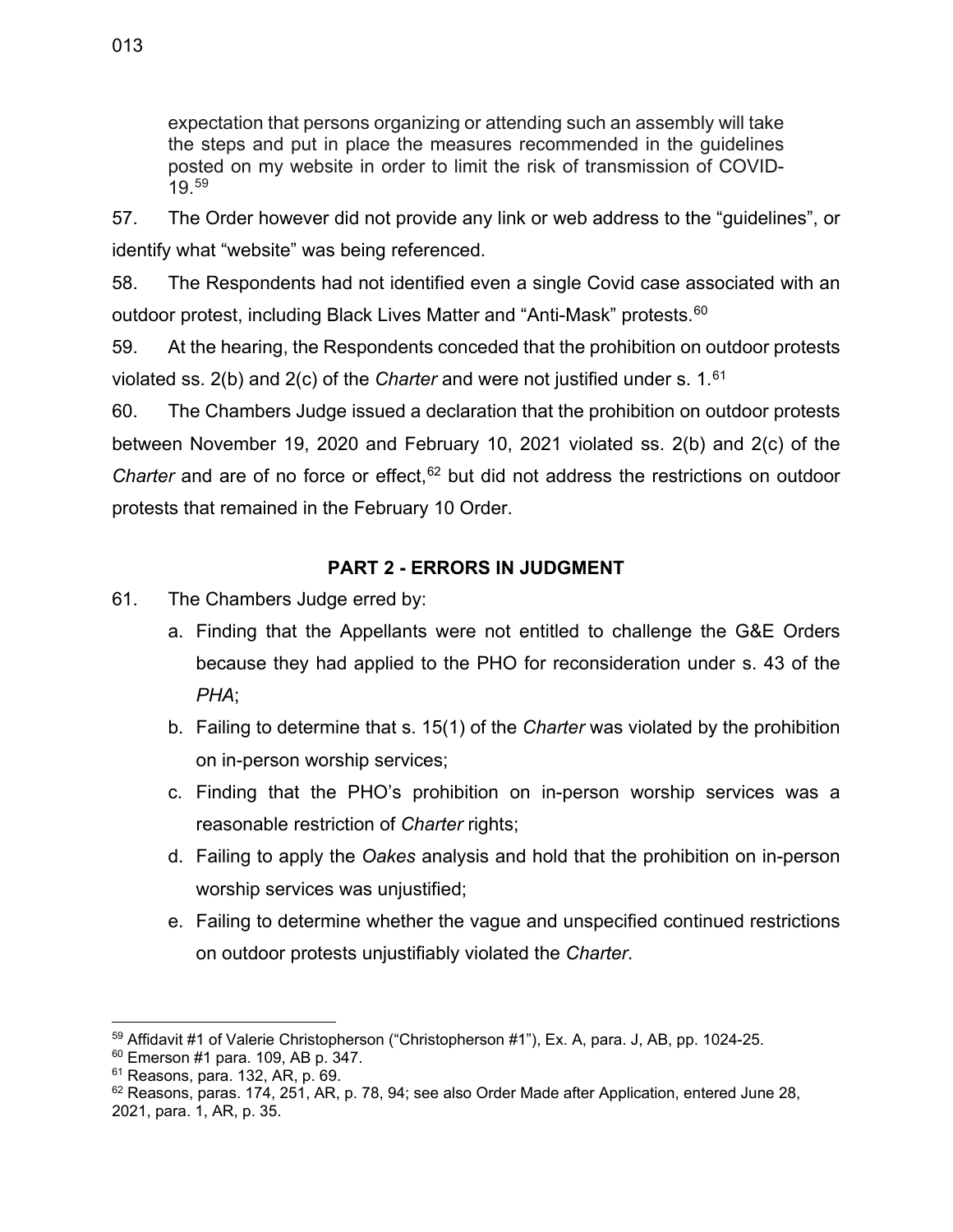expectation that persons organizing or attending such an assembly will take the steps and put in place the measures recommended in the guidelines posted on my website in order to limit the risk of transmission of COVID-19.[59]

57. The Order however did not provide any link or web address to the "guidelines", or identify what "website" was being referenced.

58. The Respondents had not identified even a single Covid case associated with an outdoor protest, including Black Lives Matter and "Anti-Mask" protests.[60]

59. At the hearing, the Respondents conceded that the prohibition on outdoor protests violated ss. 2(b) and 2(c) of the *Charter* and were not justified under s. 1.[61]

60. The Chambers Judge issued a declaration that the prohibition on outdoor protests between November 19, 2020 and February 10, 2021 violated ss. 2(b) and 2(c) of the *Charter* and are of no force or effect,[62] but did not address the restrictions on outdoor protests that remained in the February 10 Order.

## PART 2 - ERRORS IN JUDGMENT

61. The Chambers Judge erred by:

a. Finding that the Appellants were not entitled to challenge the G&E Orders because they had applied to the PHO for reconsideration under s. 43 of the *PHA*;

b. Failing to determine that s. 15(1) of the *Charter* was violated by the prohibition on in-person worship services;

c. Finding that the PHO's prohibition on in-person worship services was a reasonable restriction of *Charter* rights;

d. Failing to apply the *Oakes* analysis and hold that the prohibition on in-person worship services was unjustified;

e. Failing to determine whether the vague and unspecified continued restrictions on outdoor protests unjustifiably violated the *Charter*.

---

[59] Affidavit #1 of Valerie Christopherson ("Christopherson #1"), Ex. A, para. J, AB, pp. 1024-25.

[60] Emerson #1 para. 109, AB p. 347.

[61] Reasons, para. 132, AR, p. 69.

[62] Reasons, paras. 174, 251, AR, p. 78, 94; see also Order Made after Application, entered June 28, 2021, para. 1, AR, p. 35.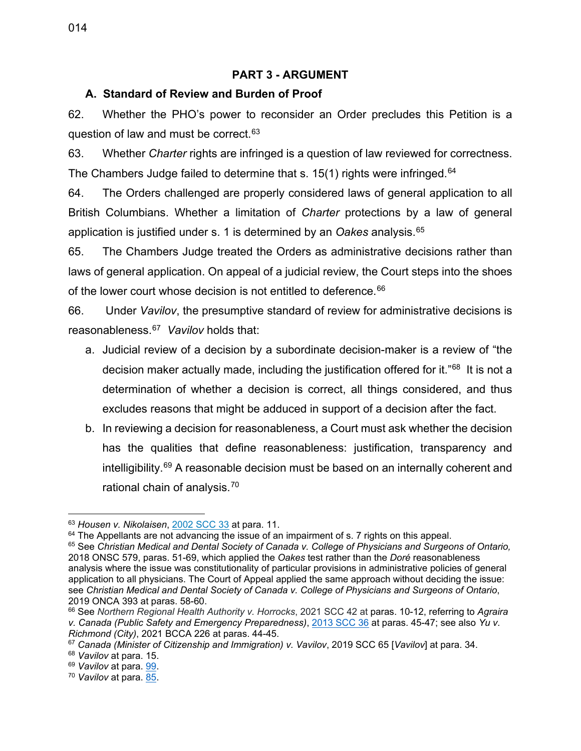## PART 3 - ARGUMENT

### A. Standard of Review and Burden of Proof

62. Whether the PHO's power to reconsider an Order precludes this Petition is a question of law and must be correct.[63]

63. Whether *Charter* rights are infringed is a question of law reviewed for correctness. The Chambers Judge failed to determine that s. 15(1) rights were infringed.[64]

64. The Orders challenged are properly considered laws of general application to all British Columbians. Whether a limitation of *Charter* protections by a law of general application is justified under s. 1 is determined by an *Oakes* analysis.[65]

65. The Chambers Judge treated the Orders as administrative decisions rather than laws of general application. On appeal of a judicial review, the Court steps into the shoes of the lower court whose decision is not entitled to deference.[66]

66. Under *Vavilov*, the presumptive standard of review for administrative decisions is reasonableness.[67] *Vavilov* holds that:

a. Judicial review of a decision by a subordinate decision-maker is a review of "the decision maker actually made, including the justification offered for it."[68] It is not a determination of whether a decision is correct, all things considered, and thus excludes reasons that might be adduced in support of a decision after the fact.

b. In reviewing a decision for reasonableness, a Court must ask whether the decision has the qualities that define reasonableness: justification, transparency and intelligibility.[69] A reasonable decision must be based on an internally coherent and rational chain of analysis.[70]

---

[63] *Housen v. Nikolaisen*, 2002 SCC 33 at para. 11.

[64] The Appellants are not advancing the issue of an impairment of s. 7 rights on this appeal.

[65] See *Christian Medical and Dental Society of Canada v. College of Physicians and Surgeons of Ontario,* 2018 ONSC 579, paras. 51-69, which applied the *Oakes* test rather than the *Doré* reasonableness analysis where the issue was constitutionality of particular provisions in administrative policies of general application to all physicians. The Court of Appeal applied the same approach without deciding the issue: see *Christian Medical and Dental Society of Canada v. College of Physicians and Surgeons of Ontario*, 2019 ONCA 393 at paras. 58-60.

[66] See *Northern Regional Health Authority v. Horrocks*, 2021 SCC 42 at paras. 10-12, referring to *Agraira v. Canada (Public Safety and Emergency Preparedness)*, 2013 SCC 36 at paras. 45-47; see also *Yu v. Richmond (City)*, 2021 BCCA 226 at paras. 44-45.

[67] *Canada (Minister of Citizenship and Immigration) v. Vavilov*, 2019 SCC 65 [*Vavilov*] at para. 34.

[68] *Vavilov* at para. 15.

[69] *Vavilov* at para. 99.

[70] *Vavilov* at para. 85.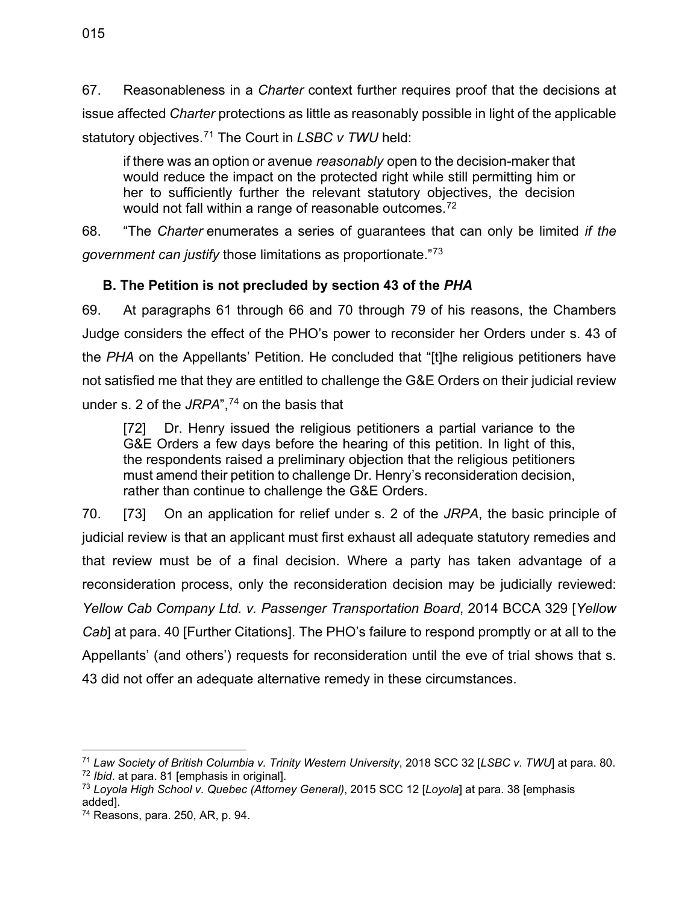67. Reasonableness in a *Charter* context further requires proof that the decisions at issue affected *Charter* protections as little as reasonably possible in light of the applicable statutory objectives.[71] The Court in *LSBC v TWU* held:

> if there was an option or avenue *reasonably* open to the decision-maker that would reduce the impact on the protected right while still permitting him or her to sufficiently further the relevant statutory objectives, the decision would not fall within a range of reasonable outcomes.[72]

68. "The *Charter* enumerates a series of guarantees that can only be limited *if the government can justify* those limitations as proportionate."[73]

### B. The Petition is not precluded by section 43 of the *PHA*

69. At paragraphs 61 through 66 and 70 through 79 of his reasons, the Chambers Judge considers the effect of the PHO's power to reconsider her Orders under s. 43 of the *PHA* on the Appellants' Petition. He concluded that "[t]he religious petitioners have not satisfied me that they are entitled to challenge the G&E Orders on their judicial review under s. 2 of the *JRPA*",[74] on the basis that

> [72] Dr. Henry issued the religious petitioners a partial variance to the G&E Orders a few days before the hearing of this petition. In light of this, the respondents raised a preliminary objection that the religious petitioners must amend their petition to challenge Dr. Henry's reconsideration decision, rather than continue to challenge the G&E Orders.

70. [73] On an application for relief under s. 2 of the *JRPA*, the basic principle of judicial review is that an applicant must first exhaust all adequate statutory remedies and that review must be of a final decision. Where a party has taken advantage of a reconsideration process, only the reconsideration decision may be judicially reviewed: *Yellow Cab Company Ltd. v. Passenger Transportation Board*, 2014 BCCA 329 [*Yellow Cab*] at para. 40 [Further Citations]. The PHO's failure to respond promptly or at all to the Appellants' (and others') requests for reconsideration until the eve of trial shows that s. 43 did not offer an adequate alternative remedy in these circumstances.

---

[71] *Law Society of British Columbia v. Trinity Western University*, 2018 SCC 32 [*LSBC v. TWU*] at para. 80.

[72] *Ibid*. at para. 81 [emphasis in original].

[73] *Loyola High School v. Quebec (Attorney General)*, 2015 SCC 12 [*Loyola*] at para. 38 [emphasis added].

[74] Reasons, para. 250, AR, p. 94.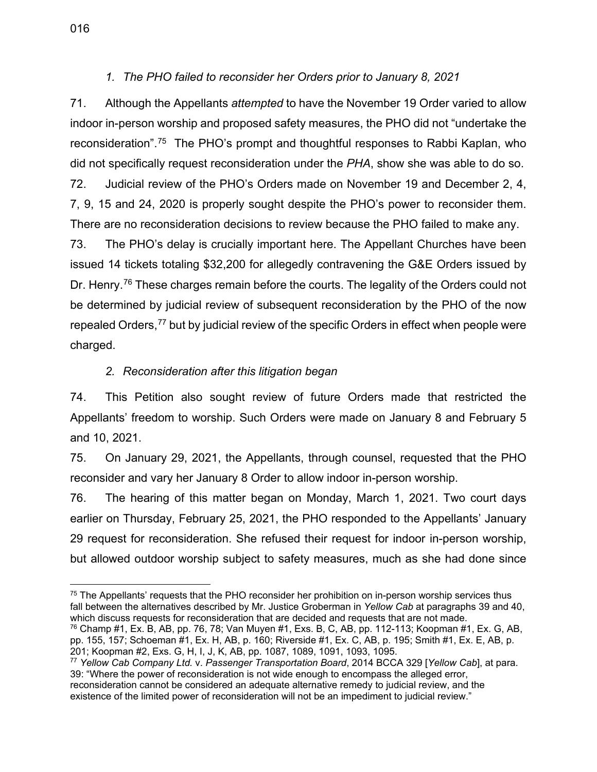### *1. The PHO failed to reconsider her Orders prior to January 8, 2021*

71. Although the Appellants *attempted* to have the November 19 Order varied to allow indoor in-person worship and proposed safety measures, the PHO did not "undertake the reconsideration".[75] The PHO's prompt and thoughtful responses to Rabbi Kaplan, who did not specifically request reconsideration under the *PHA*, show she was able to do so.

72. Judicial review of the PHO's Orders made on November 19 and December 2, 4, 7, 9, 15 and 24, 2020 is properly sought despite the PHO's power to reconsider them. There are no reconsideration decisions to review because the PHO failed to make any.

73. The PHO's delay is crucially important here. The Appellant Churches have been issued 14 tickets totaling $32,200 for allegedly contravening the G&E Orders issued by Dr. Henry.[76] These charges remain before the courts. The legality of the Orders could not be determined by judicial review of subsequent reconsideration by the PHO of the now repealed Orders,[77] but by judicial review of the specific Orders in effect when people were charged.

### *2. Reconsideration after this litigation began*

74. This Petition also sought review of future Orders made that restricted the Appellants' freedom to worship. Such Orders were made on January 8 and February 5 and 10, 2021.

75. On January 29, 2021, the Appellants, through counsel, requested that the PHO reconsider and vary her January 8 Order to allow indoor in-person worship.

76. The hearing of this matter began on Monday, March 1, 2021. Two court days earlier on Thursday, February 25, 2021, the PHO responded to the Appellants' January 29 request for reconsideration. She refused their request for indoor in-person worship, but allowed outdoor worship subject to safety measures, much as she had done since

---

[75] The Appellants' requests that the PHO reconsider her prohibition on in-person worship services thus fall between the alternatives described by Mr. Justice Groberman in *Yellow Cab* at paragraphs 39 and 40, which discuss requests for reconsideration that are decided and requests that are not made.

[76] Champ #1, Ex. B, AB, pp. 76, 78; Van Muyen #1, Exs. B, C, AB, pp. 112-113; Koopman #1, Ex. G, AB, pp. 155, 157; Schoeman #1, Ex. H, AB, p. 160; Riverside #1, Ex. C, AB, p. 195; Smith #1, Ex. E, AB, p. 201; Koopman #2, Exs. G, H, I, J, K, AB, pp. 1087, 1089, 1091, 1093, 1095.

[77] *Yellow Cab Company Ltd.* v. *Passenger Transportation Board*, 2014 BCCA 329 [*Yellow Cab*], at para. 39: "Where the power of reconsideration is not wide enough to encompass the alleged error, reconsideration cannot be considered an adequate alternative remedy to judicial review, and the existence of the limited power of reconsideration will not be an impediment to judicial review."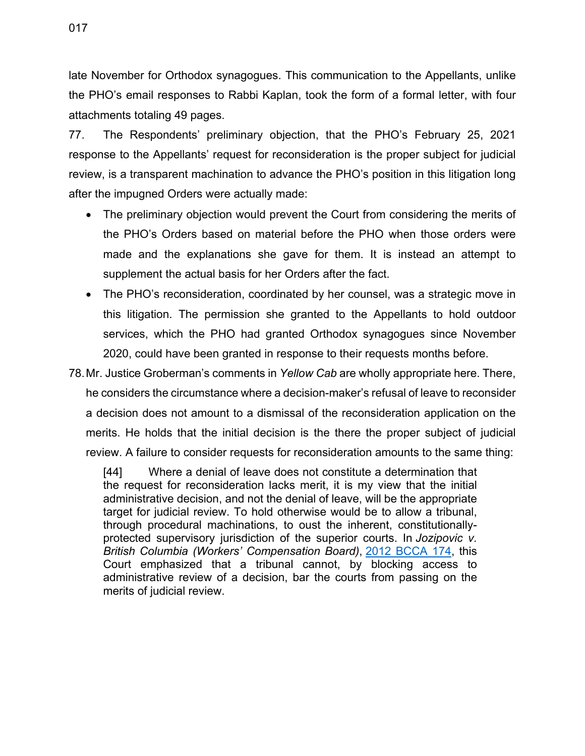late November for Orthodox synagogues. This communication to the Appellants, unlike the PHO's email responses to Rabbi Kaplan, took the form of a formal letter, with four attachments totaling 49 pages.

77. The Respondents' preliminary objection, that the PHO's February 25, 2021 response to the Appellants' request for reconsideration is the proper subject for judicial review, is a transparent machination to advance the PHO's position in this litigation long after the impugned Orders were actually made:

- The preliminary objection would prevent the Court from considering the merits of the PHO's Orders based on material before the PHO when those orders were made and the explanations she gave for them. It is instead an attempt to supplement the actual basis for her Orders after the fact.
- The PHO's reconsideration, coordinated by her counsel, was a strategic move in this litigation. The permission she granted to the Appellants to hold outdoor services, which the PHO had granted Orthodox synagogues since November 2020, could have been granted in response to their requests months before.

78. Mr. Justice Groberman's comments in *Yellow Cab* are wholly appropriate here. There, he considers the circumstance where a decision-maker's refusal of leave to reconsider a decision does not amount to a dismissal of the reconsideration application on the merits. He holds that the initial decision is the there the proper subject of judicial review. A failure to consider requests for reconsideration amounts to the same thing:

> [44] Where a denial of leave does not constitute a determination that the request for reconsideration lacks merit, it is my view that the initial administrative decision, and not the denial of leave, will be the appropriate target for judicial review. To hold otherwise would be to allow a tribunal, through procedural machinations, to oust the inherent, constitutionally-protected supervisory jurisdiction of the superior courts. In *Jozipovic v. British Columbia (Workers' Compensation Board)*, 2012 BCCA 174, this Court emphasized that a tribunal cannot, by blocking access to administrative review of a decision, bar the courts from passing on the merits of judicial review.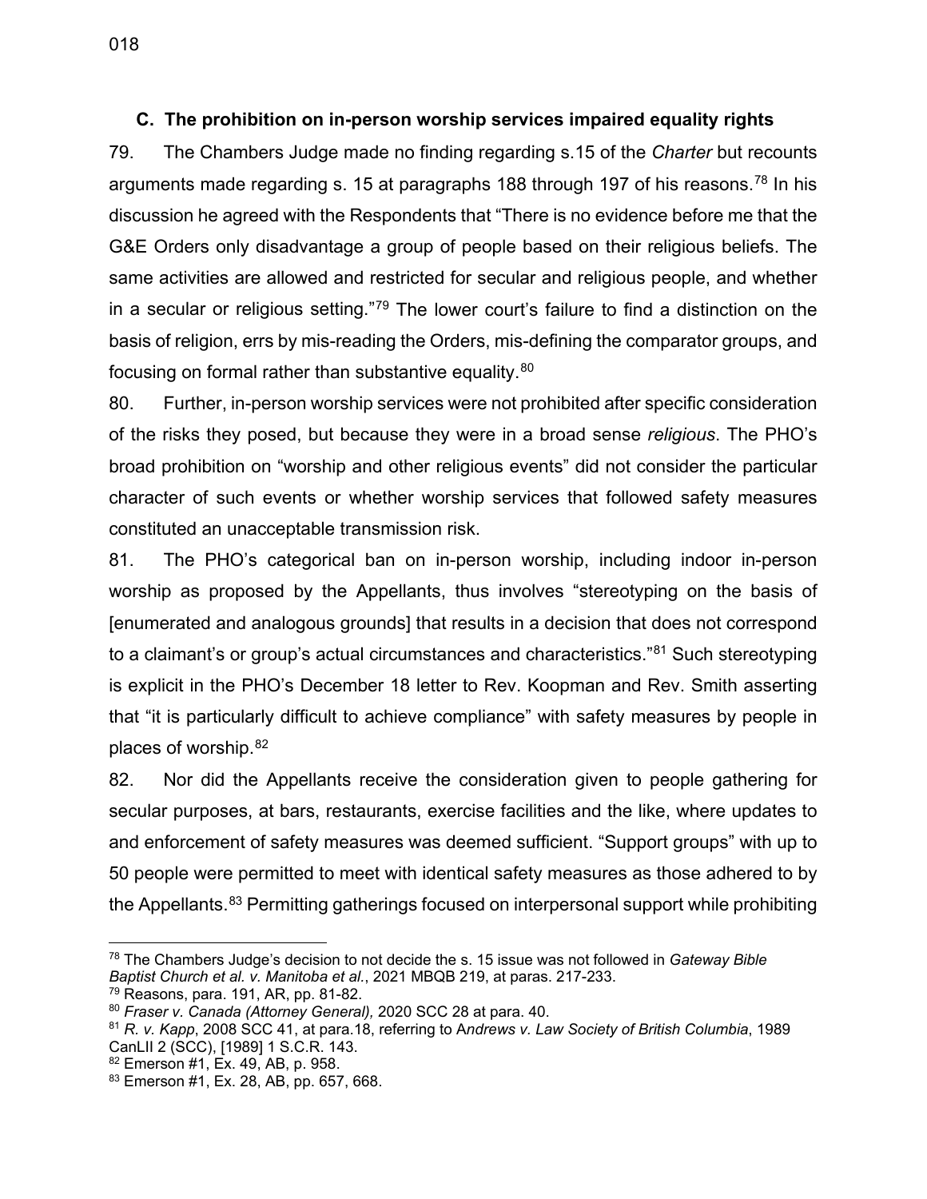### C. The prohibition on in-person worship services impaired equality rights

79. The Chambers Judge made no finding regarding s.15 of the *Charter* but recounts arguments made regarding s. 15 at paragraphs 188 through 197 of his reasons.[78] In his discussion he agreed with the Respondents that "There is no evidence before me that the G&E Orders only disadvantage a group of people based on their religious beliefs. The same activities are allowed and restricted for secular and religious people, and whether in a secular or religious setting."[79] The lower court's failure to find a distinction on the basis of religion, errs by mis-reading the Orders, mis-defining the comparator groups, and focusing on formal rather than substantive equality.[80]

80. Further, in-person worship services were not prohibited after specific consideration of the risks they posed, but because they were in a broad sense *religious*. The PHO's broad prohibition on "worship and other religious events" did not consider the particular character of such events or whether worship services that followed safety measures constituted an unacceptable transmission risk.

81. The PHO's categorical ban on in-person worship, including indoor in-person worship as proposed by the Appellants, thus involves "stereotyping on the basis of [enumerated and analogous grounds] that results in a decision that does not correspond to a claimant's or group's actual circumstances and characteristics."[81] Such stereotyping is explicit in the PHO's December 18 letter to Rev. Koopman and Rev. Smith asserting that "it is particularly difficult to achieve compliance" with safety measures by people in places of worship.[82]

82. Nor did the Appellants receive the consideration given to people gathering for secular purposes, at bars, restaurants, exercise facilities and the like, where updates to and enforcement of safety measures was deemed sufficient. "Support groups" with up to 50 people were permitted to meet with identical safety measures as those adhered to by the Appellants.[83] Permitting gatherings focused on interpersonal support while prohibiting

---

[78] The Chambers Judge's decision to not decide the s. 15 issue was not followed in *Gateway Bible Baptist Church et al. v. Manitoba et al.*, 2021 MBQB 219, at paras. 217-233.

[79] Reasons, para. 191, AR, pp. 81-82.

[80] *Fraser v. Canada (Attorney General),* 2020 SCC 28 at para. 40.

[81] *R. v. Kapp*, 2008 SCC 41, at para.18, referring to A*ndrews v. Law Society of British Columbia*, 1989 CanLII 2 (SCC), [1989] 1 S.C.R. 143.

[82] Emerson #1, Ex. 49, AB, p. 958.

[83] Emerson #1, Ex. 28, AB, pp. 657, 668.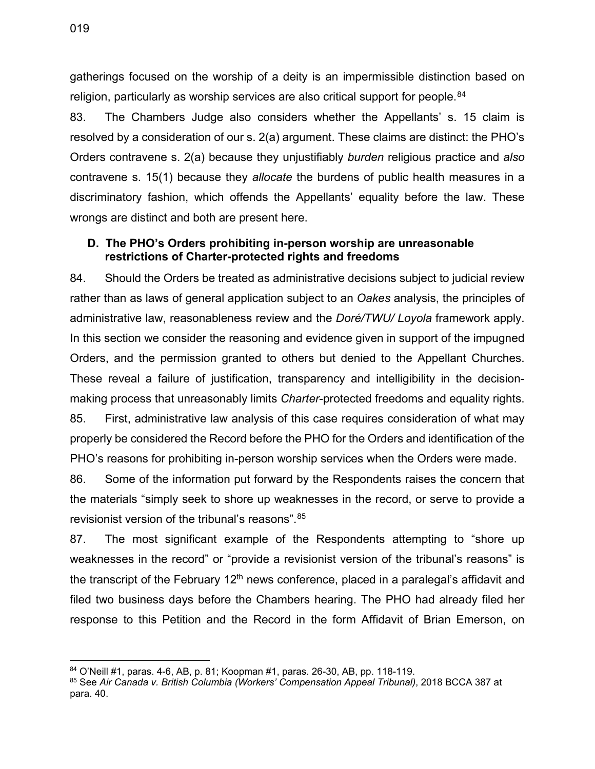gatherings focused on the worship of a deity is an impermissible distinction based on religion, particularly as worship services are also critical support for people.[84]

83. The Chambers Judge also considers whether the Appellants' s. 15 claim is resolved by a consideration of our s. 2(a) argument. These claims are distinct: the PHO's Orders contravene s. 2(a) because they unjustifiably *burden* religious practice and *also* contravene s. 15(1) because they *allocate* the burdens of public health measures in a discriminatory fashion, which offends the Appellants' equality before the law. These wrongs are distinct and both are present here.

### D. The PHO's Orders prohibiting in-person worship are unreasonable restrictions of Charter-protected rights and freedoms

84. Should the Orders be treated as administrative decisions subject to judicial review rather than as laws of general application subject to an *Oakes* analysis, the principles of administrative law, reasonableness review and the *Doré/TWU/ Loyola* framework apply. In this section we consider the reasoning and evidence given in support of the impugned Orders, and the permission granted to others but denied to the Appellant Churches. These reveal a failure of justification, transparency and intelligibility in the decision-making process that unreasonably limits *Charter*-protected freedoms and equality rights.

85. First, administrative law analysis of this case requires consideration of what may properly be considered the Record before the PHO for the Orders and identification of the PHO's reasons for prohibiting in-person worship services when the Orders were made.

86. Some of the information put forward by the Respondents raises the concern that the materials "simply seek to shore up weaknesses in the record, or serve to provide a revisionist version of the tribunal's reasons".[85]

87. The most significant example of the Respondents attempting to "shore up weaknesses in the record" or "provide a revisionist version of the tribunal's reasons" is the transcript of the February 12th news conference, placed in a paralegal's affidavit and filed two business days before the Chambers hearing. The PHO had already filed her response to this Petition and the Record in the form Affidavit of Brian Emerson, on

---

[84] O'Neill #1, paras. 4-6, AB, p. 81; Koopman #1, paras. 26-30, AB, pp. 118-119.

[85] See *Air Canada v. British Columbia (Workers' Compensation Appeal Tribunal)*, 2018 BCCA 387 at para. 40.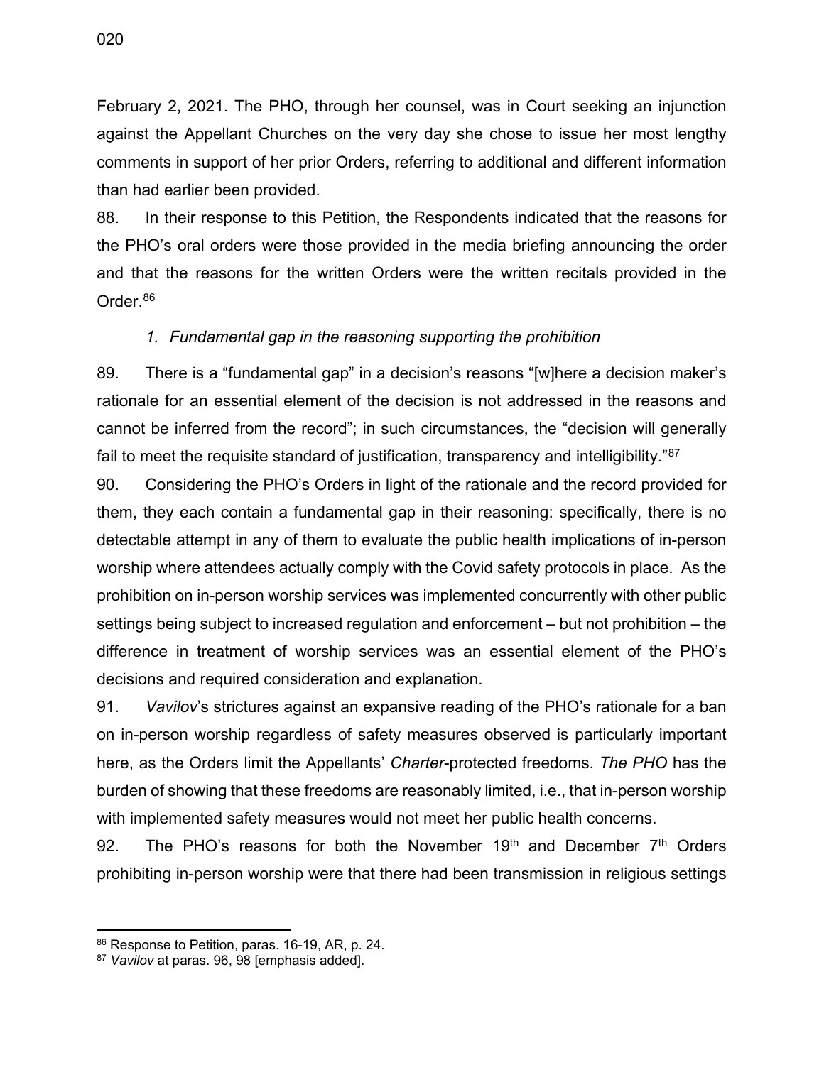February 2, 2021. The PHO, through her counsel, was in Court seeking an injunction against the Appellant Churches on the very day she chose to issue her most lengthy comments in support of her prior Orders, referring to additional and different information than had earlier been provided.

88. In their response to this Petition, the Respondents indicated that the reasons for the PHO's oral orders were those provided in the media briefing announcing the order and that the reasons for the written Orders were the written recitals provided in the Order.[86]

*1. Fundamental gap in the reasoning supporting the prohibition*

89. There is a "fundamental gap" in a decision's reasons "[w]here a decision maker's rationale for an essential element of the decision is not addressed in the reasons and cannot be inferred from the record"; in such circumstances, the "decision will generally fail to meet the requisite standard of justification, transparency and intelligibility."[87]

90. Considering the PHO's Orders in light of the rationale and the record provided for them, they each contain a fundamental gap in their reasoning: specifically, there is no detectable attempt in any of them to evaluate the public health implications of in-person worship where attendees actually comply with the Covid safety protocols in place. As the prohibition on in-person worship services was implemented concurrently with other public settings being subject to increased regulation and enforcement – but not prohibition – the difference in treatment of worship services was an essential element of the PHO's decisions and required consideration and explanation.

91. *Vavilov*'s strictures against an expansive reading of the PHO's rationale for a ban on in-person worship regardless of safety measures observed is particularly important here, as the Orders limit the Appellants' *Charter*-protected freedoms. *The PHO* has the burden of showing that these freedoms are reasonably limited, i.e., that in-person worship with implemented safety measures would not meet her public health concerns.

92. The PHO's reasons for both the November 19th and December 7th Orders prohibiting in-person worship were that there had been transmission in religious settings

[86] Response to Petition, paras. 16-19, AR, p. 24.

[87] *Vavilov* at paras. 96, 98 [emphasis added].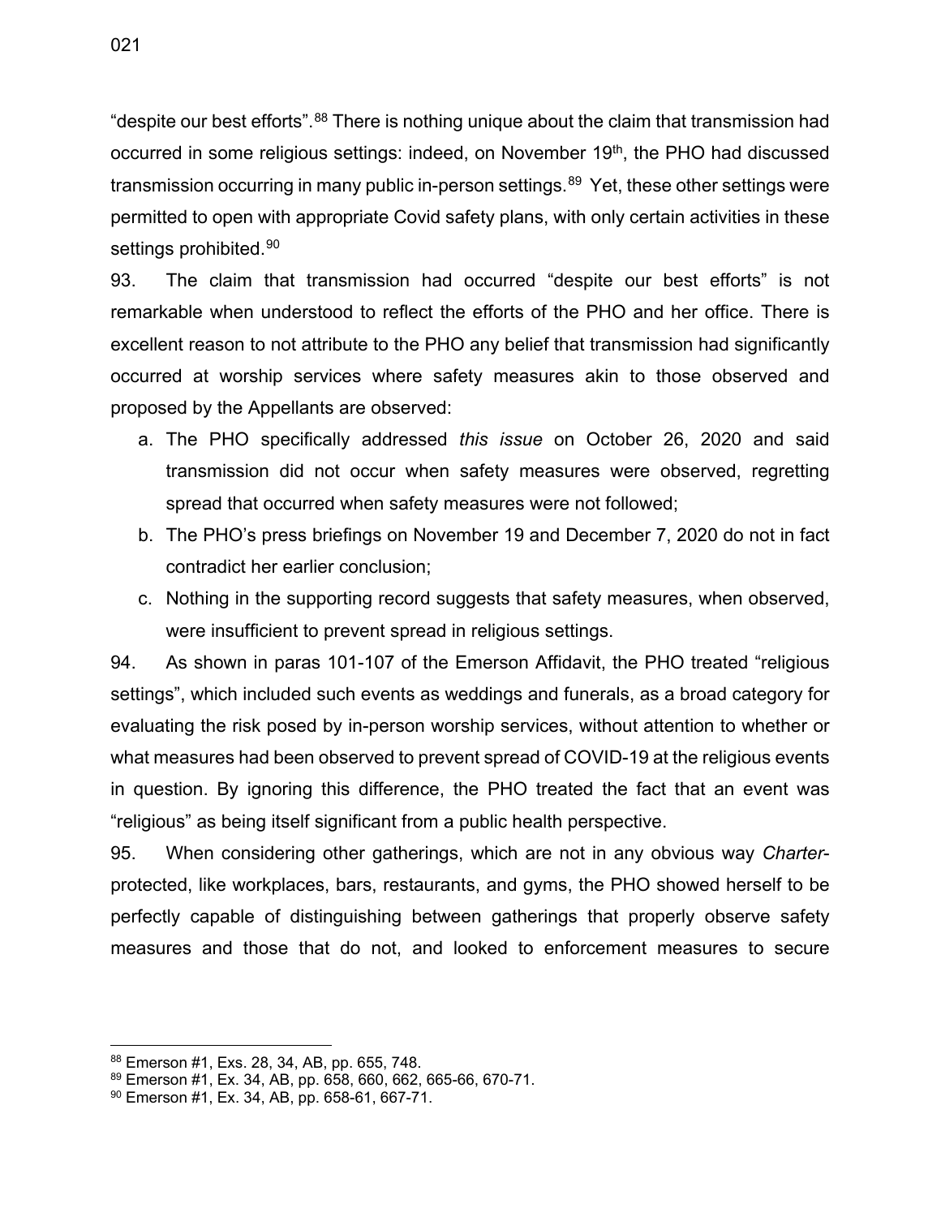"despite our best efforts".[88] There is nothing unique about the claim that transmission had occurred in some religious settings: indeed, on November 19th, the PHO had discussed transmission occurring in many public in-person settings.[89] Yet, these other settings were permitted to open with appropriate Covid safety plans, with only certain activities in these settings prohibited.[90]

93. The claim that transmission had occurred "despite our best efforts" is not remarkable when understood to reflect the efforts of the PHO and her office. There is excellent reason to not attribute to the PHO any belief that transmission had significantly occurred at worship services where safety measures akin to those observed and proposed by the Appellants are observed:

a. The PHO specifically addressed *this issue* on October 26, 2020 and said transmission did not occur when safety measures were observed, regretting spread that occurred when safety measures were not followed;
b. The PHO's press briefings on November 19 and December 7, 2020 do not in fact contradict her earlier conclusion;
c. Nothing in the supporting record suggests that safety measures, when observed, were insufficient to prevent spread in religious settings.

94. As shown in paras 101-107 of the Emerson Affidavit, the PHO treated "religious settings", which included such events as weddings and funerals, as a broad category for evaluating the risk posed by in-person worship services, without attention to whether or what measures had been observed to prevent spread of COVID-19 at the religious events in question. By ignoring this difference, the PHO treated the fact that an event was "religious" as being itself significant from a public health perspective.

95. When considering other gatherings, which are not in any obvious way *Charter*-protected, like workplaces, bars, restaurants, and gyms, the PHO showed herself to be perfectly capable of distinguishing between gatherings that properly observe safety measures and those that do not, and looked to enforcement measures to secure

---

[88] Emerson #1, Exs. 28, 34, AB, pp. 655, 748.

[89] Emerson #1, Ex. 34, AB, pp. 658, 660, 662, 665-66, 670-71.

[90] Emerson #1, Ex. 34, AB, pp. 658-61, 667-71.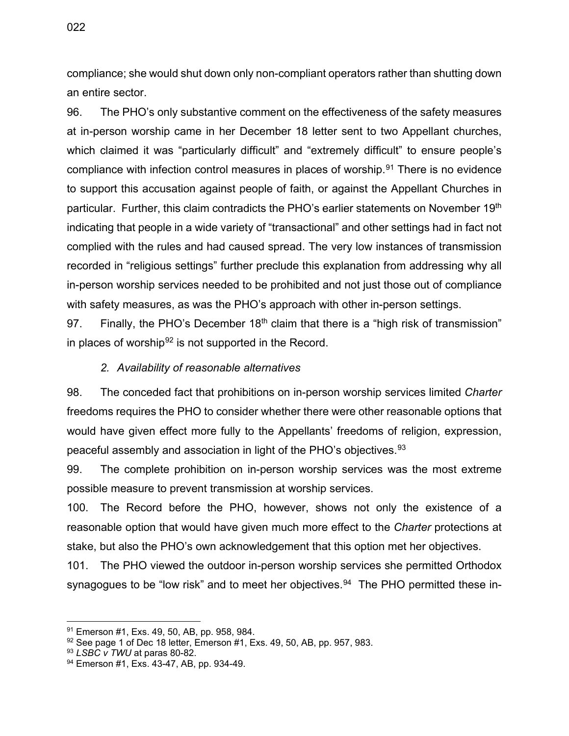compliance; she would shut down only non-compliant operators rather than shutting down an entire sector.

96. The PHO's only substantive comment on the effectiveness of the safety measures at in-person worship came in her December 18 letter sent to two Appellant churches, which claimed it was "particularly difficult" and "extremely difficult" to ensure people's compliance with infection control measures in places of worship.[91] There is no evidence to support this accusation against people of faith, or against the Appellant Churches in particular. Further, this claim contradicts the PHO's earlier statements on November 19th indicating that people in a wide variety of "transactional" and other settings had in fact not complied with the rules and had caused spread. The very low instances of transmission recorded in "religious settings" further preclude this explanation from addressing why all in-person worship services needed to be prohibited and not just those out of compliance with safety measures, as was the PHO's approach with other in-person settings.

97. Finally, the PHO's December 18th claim that there is a "high risk of transmission" in places of worship[92] is not supported in the Record.

*2. Availability of reasonable alternatives*

98. The conceded fact that prohibitions on in-person worship services limited *Charter* freedoms requires the PHO to consider whether there were other reasonable options that would have given effect more fully to the Appellants' freedoms of religion, expression, peaceful assembly and association in light of the PHO's objectives.[93]

99. The complete prohibition on in-person worship services was the most extreme possible measure to prevent transmission at worship services.

100. The Record before the PHO, however, shows not only the existence of a reasonable option that would have given much more effect to the *Charter* protections at stake, but also the PHO's own acknowledgement that this option met her objectives.

101. The PHO viewed the outdoor in-person worship services she permitted Orthodox synagogues to be "low risk" and to meet her objectives.[94] The PHO permitted these in-

---

[91] Emerson #1, Exs. 49, 50, AB, pp. 958, 984.

[92] See page 1 of Dec 18 letter, Emerson #1, Exs. 49, 50, AB, pp. 957, 983.

[93] *LSBC v TWU* at paras 80-82.

[94] Emerson #1, Exs. 43-47, AB, pp. 934-49.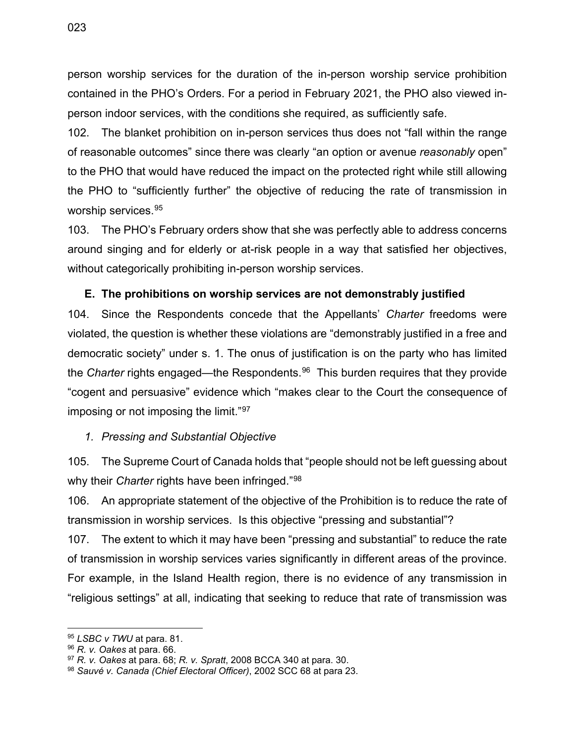person worship services for the duration of the in-person worship service prohibition contained in the PHO's Orders. For a period in February 2021, the PHO also viewed in-person indoor services, with the conditions she required, as sufficiently safe.

102. The blanket prohibition on in-person services thus does not "fall within the range of reasonable outcomes" since there was clearly "an option or avenue *reasonably* open" to the PHO that would have reduced the impact on the protected right while still allowing the PHO to "sufficiently further" the objective of reducing the rate of transmission in worship services.[95]

103. The PHO's February orders show that she was perfectly able to address concerns around singing and for elderly or at-risk people in a way that satisfied her objectives, without categorically prohibiting in-person worship services.

### E. The prohibitions on worship services are not demonstrably justified

104. Since the Respondents concede that the Appellants' *Charter* freedoms were violated, the question is whether these violations are "demonstrably justified in a free and democratic society" under s. 1. The onus of justification is on the party who has limited the *Charter* rights engaged—the Respondents.[96] This burden requires that they provide "cogent and persuasive" evidence which "makes clear to the Court the consequence of imposing or not imposing the limit."[97]

#### *1. Pressing and Substantial Objective*

105. The Supreme Court of Canada holds that "people should not be left guessing about why their *Charter* rights have been infringed."[98]

106. An appropriate statement of the objective of the Prohibition is to reduce the rate of transmission in worship services. Is this objective "pressing and substantial"?

107. The extent to which it may have been "pressing and substantial" to reduce the rate of transmission in worship services varies significantly in different areas of the province. For example, in the Island Health region, there is no evidence of any transmission in "religious settings" at all, indicating that seeking to reduce that rate of transmission was

---

[95] *LSBC v TWU* at para. 81.

[96] *R. v. Oakes* at para. 66.

[97] *R. v. Oakes* at para. 68; *R. v. Spratt*, 2008 BCCA 340 at para. 30.

[98] *Sauvé v. Canada (Chief Electoral Officer)*, 2002 SCC 68 at para 23.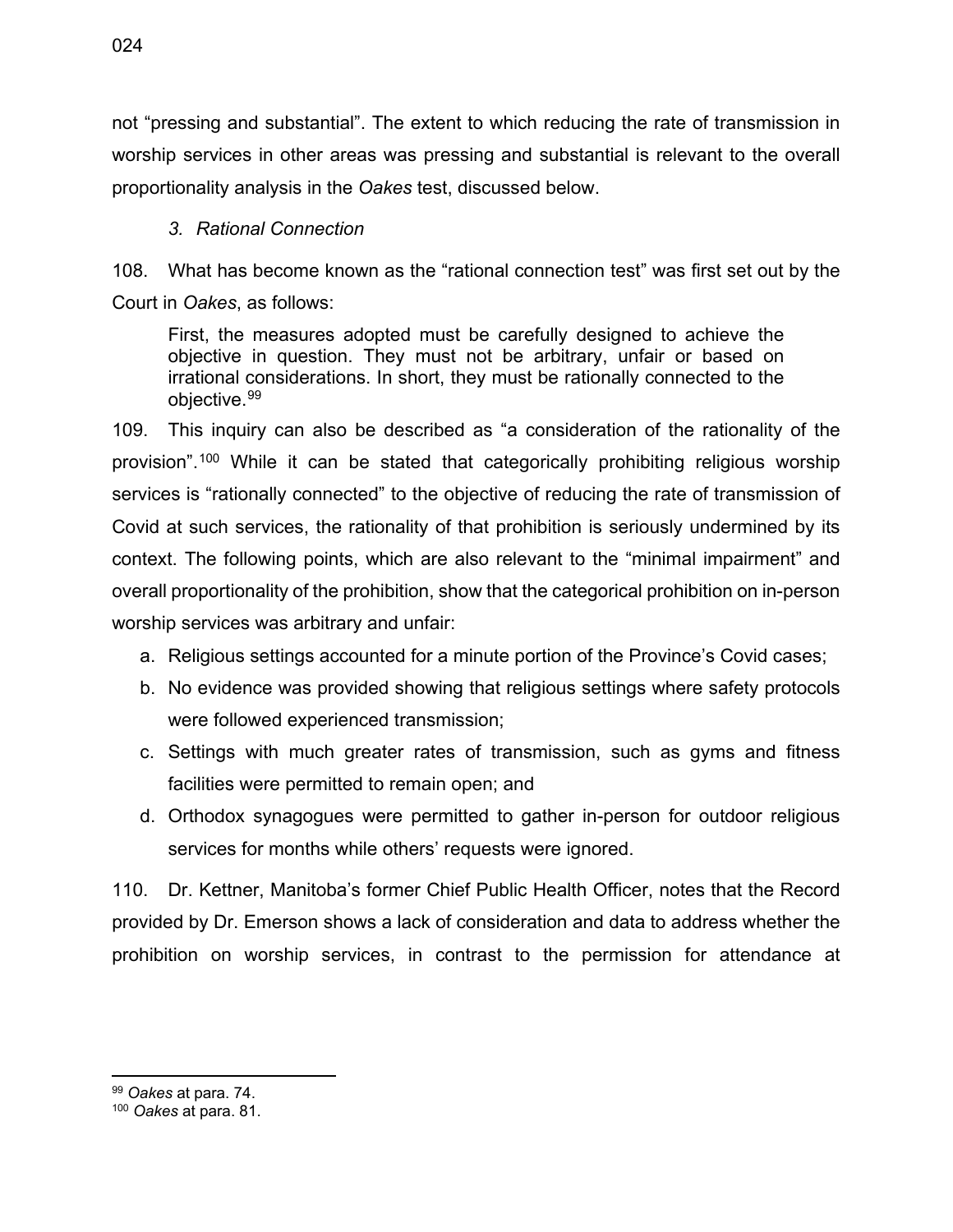not "pressing and substantial". The extent to which reducing the rate of transmission in worship services in other areas was pressing and substantial is relevant to the overall proportionality analysis in the *Oakes* test, discussed below.

### *3. Rational Connection*

108. What has become known as the "rational connection test" was first set out by the Court in *Oakes*, as follows:

> First, the measures adopted must be carefully designed to achieve the objective in question. They must not be arbitrary, unfair or based on irrational considerations. In short, they must be rationally connected to the objective.[99]

109. This inquiry can also be described as "a consideration of the rationality of the provision".[100] While it can be stated that categorically prohibiting religious worship services is "rationally connected" to the objective of reducing the rate of transmission of Covid at such services, the rationality of that prohibition is seriously undermined by its context. The following points, which are also relevant to the "minimal impairment" and overall proportionality of the prohibition, show that the categorical prohibition on in-person worship services was arbitrary and unfair:

a. Religious settings accounted for a minute portion of the Province's Covid cases;

b. No evidence was provided showing that religious settings where safety protocols were followed experienced transmission;

c. Settings with much greater rates of transmission, such as gyms and fitness facilities were permitted to remain open; and

d. Orthodox synagogues were permitted to gather in-person for outdoor religious services for months while others' requests were ignored.

110. Dr. Kettner, Manitoba's former Chief Public Health Officer, notes that the Record provided by Dr. Emerson shows a lack of consideration and data to address whether the prohibition on worship services, in contrast to the permission for attendance at

---

[99] *Oakes* at para. 74.

[100] *Oakes* at para. 81.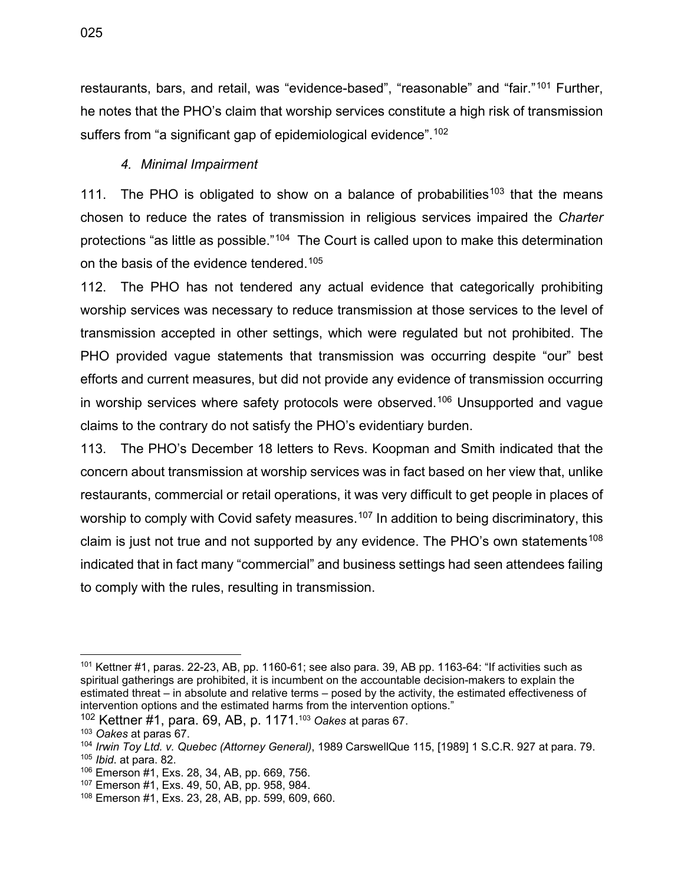restaurants, bars, and retail, was "evidence-based", "reasonable" and "fair."[101] Further, he notes that the PHO's claim that worship services constitute a high risk of transmission suffers from "a significant gap of epidemiological evidence".[102]

*4. Minimal Impairment*

111. The PHO is obligated to show on a balance of probabilities[103] that the means chosen to reduce the rates of transmission in religious services impaired the *Charter* protections "as little as possible."[104] The Court is called upon to make this determination on the basis of the evidence tendered.[105]

112. The PHO has not tendered any actual evidence that categorically prohibiting worship services was necessary to reduce transmission at those services to the level of transmission accepted in other settings, which were regulated but not prohibited. The PHO provided vague statements that transmission was occurring despite "our" best efforts and current measures, but did not provide any evidence of transmission occurring in worship services where safety protocols were observed.[106] Unsupported and vague claims to the contrary do not satisfy the PHO's evidentiary burden.

113. The PHO's December 18 letters to Revs. Koopman and Smith indicated that the concern about transmission at worship services was in fact based on her view that, unlike restaurants, commercial or retail operations, it was very difficult to get people in places of worship to comply with Covid safety measures.[107] In addition to being discriminatory, this claim is just not true and not supported by any evidence. The PHO's own statements[108] indicated that in fact many "commercial" and business settings had seen attendees failing to comply with the rules, resulting in transmission.

---

[101] Kettner #1, paras. 22-23, AB, pp. 1160-61; see also para. 39, AB pp. 1163-64: "If activities such as spiritual gatherings are prohibited, it is incumbent on the accountable decision-makers to explain the estimated threat – in absolute and relative terms – posed by the activity, the estimated effectiveness of intervention options and the estimated harms from the intervention options."

[102] Kettner #1, para. 69, AB, p. 1171.[103] *Oakes* at paras 67.

[103] *Oakes* at paras 67.

[104] *Irwin Toy Ltd. v. Quebec (Attorney General)*, 1989 CarswellQue 115, [1989] 1 S.C.R. 927 at para. 79.

[105] *Ibid*. at para. 82.

[106] Emerson #1, Exs. 28, 34, AB, pp. 669, 756.

[107] Emerson #1, Exs. 49, 50, AB, pp. 958, 984.

[108] Emerson #1, Exs. 23, 28, AB, pp. 599, 609, 660.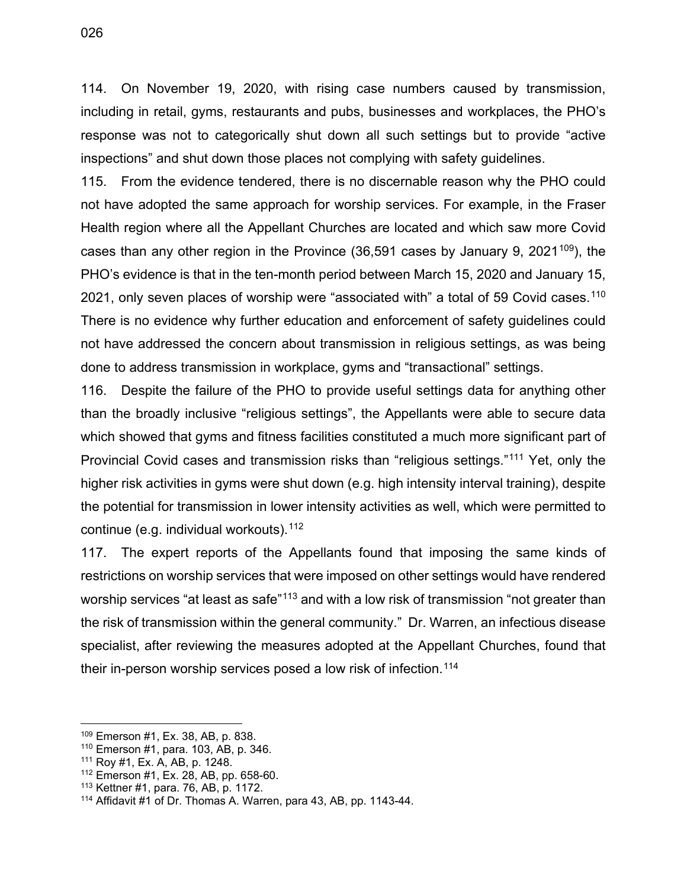114. On November 19, 2020, with rising case numbers caused by transmission, including in retail, gyms, restaurants and pubs, businesses and workplaces, the PHO's response was not to categorically shut down all such settings but to provide "active inspections" and shut down those places not complying with safety guidelines.

115. From the evidence tendered, there is no discernable reason why the PHO could not have adopted the same approach for worship services. For example, in the Fraser Health region where all the Appellant Churches are located and which saw more Covid cases than any other region in the Province (36,591 cases by January 9, 2021[109]), the PHO's evidence is that in the ten-month period between March 15, 2020 and January 15, 2021, only seven places of worship were "associated with" a total of 59 Covid cases.[110] There is no evidence why further education and enforcement of safety guidelines could not have addressed the concern about transmission in religious settings, as was being done to address transmission in workplace, gyms and "transactional" settings.

116. Despite the failure of the PHO to provide useful settings data for anything other than the broadly inclusive "religious settings", the Appellants were able to secure data which showed that gyms and fitness facilities constituted a much more significant part of Provincial Covid cases and transmission risks than "religious settings."[111] Yet, only the higher risk activities in gyms were shut down (e.g. high intensity interval training), despite the potential for transmission in lower intensity activities as well, which were permitted to continue (e.g. individual workouts).[112]

117. The expert reports of the Appellants found that imposing the same kinds of restrictions on worship services that were imposed on other settings would have rendered worship services "at least as safe"[113] and with a low risk of transmission "not greater than the risk of transmission within the general community." Dr. Warren, an infectious disease specialist, after reviewing the measures adopted at the Appellant Churches, found that their in-person worship services posed a low risk of infection.[114]

---

[109] Emerson #1, Ex. 38, AB, p. 838.

[110] Emerson #1, para. 103, AB, p. 346.

[111] Roy #1, Ex. A, AB, p. 1248.

[112] Emerson #1, Ex. 28, AB, pp. 658-60.

[113] Kettner #1, para. 76, AB, p. 1172.

[114] Affidavit #1 of Dr. Thomas A. Warren, para 43, AB, pp. 1143-44.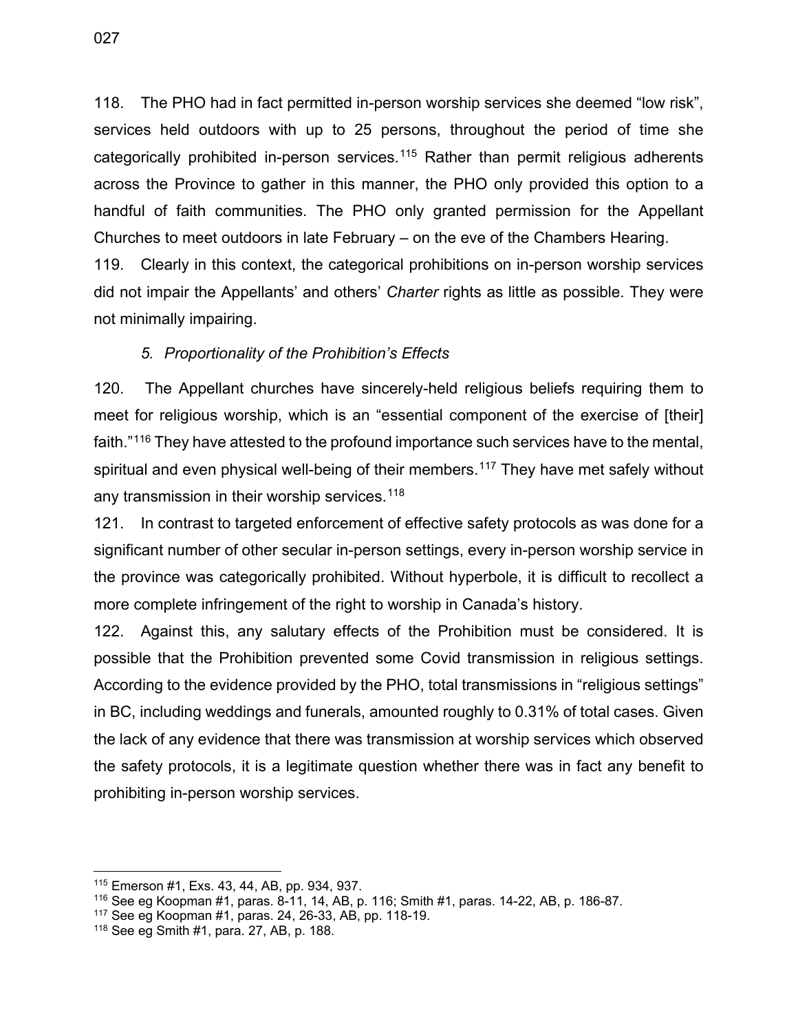118. The PHO had in fact permitted in-person worship services she deemed "low risk", services held outdoors with up to 25 persons, throughout the period of time she categorically prohibited in-person services.[115] Rather than permit religious adherents across the Province to gather in this manner, the PHO only provided this option to a handful of faith communities. The PHO only granted permission for the Appellant Churches to meet outdoors in late February – on the eve of the Chambers Hearing.

119. Clearly in this context, the categorical prohibitions on in-person worship services did not impair the Appellants' and others' *Charter* rights as little as possible. They were not minimally impairing.

### *5. Proportionality of the Prohibition's Effects*

120. The Appellant churches have sincerely-held religious beliefs requiring them to meet for religious worship, which is an "essential component of the exercise of [their] faith."[116] They have attested to the profound importance such services have to the mental, spiritual and even physical well-being of their members.[117] They have met safely without any transmission in their worship services.[118]

121. In contrast to targeted enforcement of effective safety protocols as was done for a significant number of other secular in-person settings, every in-person worship service in the province was categorically prohibited. Without hyperbole, it is difficult to recollect a more complete infringement of the right to worship in Canada's history.

122. Against this, any salutary effects of the Prohibition must be considered. It is possible that the Prohibition prevented some Covid transmission in religious settings. According to the evidence provided by the PHO, total transmissions in "religious settings" in BC, including weddings and funerals, amounted roughly to 0.31% of total cases. Given the lack of any evidence that there was transmission at worship services which observed the safety protocols, it is a legitimate question whether there was in fact any benefit to prohibiting in-person worship services.

---

[115] Emerson #1, Exs. 43, 44, AB, pp. 934, 937.

[116] See eg Koopman #1, paras. 8-11, 14, AB, p. 116; Smith #1, paras. 14-22, AB, p. 186-87.

[117] See eg Koopman #1, paras. 24, 26-33, AB, pp. 118-19.

[118] See eg Smith #1, para. 27, AB, p. 188.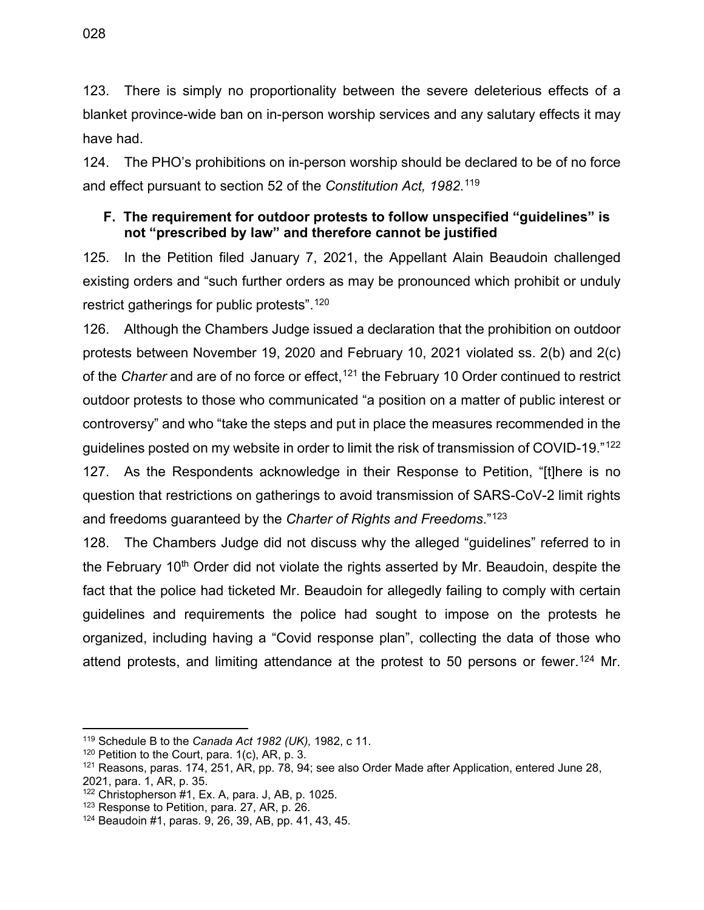123. There is simply no proportionality between the severe deleterious effects of a blanket province-wide ban on in-person worship services and any salutary effects it may have had.

124. The PHO's prohibitions on in-person worship should be declared to be of no force and effect pursuant to section 52 of the *Constitution Act, 1982*.[119]

### F. The requirement for outdoor protests to follow unspecified "guidelines" is not "prescribed by law" and therefore cannot be justified

125. In the Petition filed January 7, 2021, the Appellant Alain Beaudoin challenged existing orders and "such further orders as may be pronounced which prohibit or unduly restrict gatherings for public protests".[120]

126. Although the Chambers Judge issued a declaration that the prohibition on outdoor protests between November 19, 2020 and February 10, 2021 violated ss. 2(b) and 2(c) of the *Charter* and are of no force or effect,[121] the February 10 Order continued to restrict outdoor protests to those who communicated "a position on a matter of public interest or controversy" and who "take the steps and put in place the measures recommended in the guidelines posted on my website in order to limit the risk of transmission of COVID-19."[122]

127. As the Respondents acknowledge in their Response to Petition, "[t]here is no question that restrictions on gatherings to avoid transmission of SARS-CoV-2 limit rights and freedoms guaranteed by the *Charter of Rights and Freedoms*."[123]

128. The Chambers Judge did not discuss why the alleged "guidelines" referred to in the February 10th Order did not violate the rights asserted by Mr. Beaudoin, despite the fact that the police had ticketed Mr. Beaudoin for allegedly failing to comply with certain guidelines and requirements the police had sought to impose on the protests he organized, including having a "Covid response plan", collecting the data of those who attend protests, and limiting attendance at the protest to 50 persons or fewer.[124] Mr.

---

[119] Schedule B to the *Canada Act 1982 (UK),* 1982, c 11.

[120] Petition to the Court, para. 1(c), AR, p. 3.

[121] Reasons, paras. 174, 251, AR, pp. 78, 94; see also Order Made after Application, entered June 28, 2021, para. 1, AR, p. 35.

[122] Christopherson #1, Ex. A, para. J, AB, p. 1025.

[123] Response to Petition, para. 27, AR, p. 26.

[124] Beaudoin #1, paras. 9, 26, 39, AB, pp. 41, 43, 45.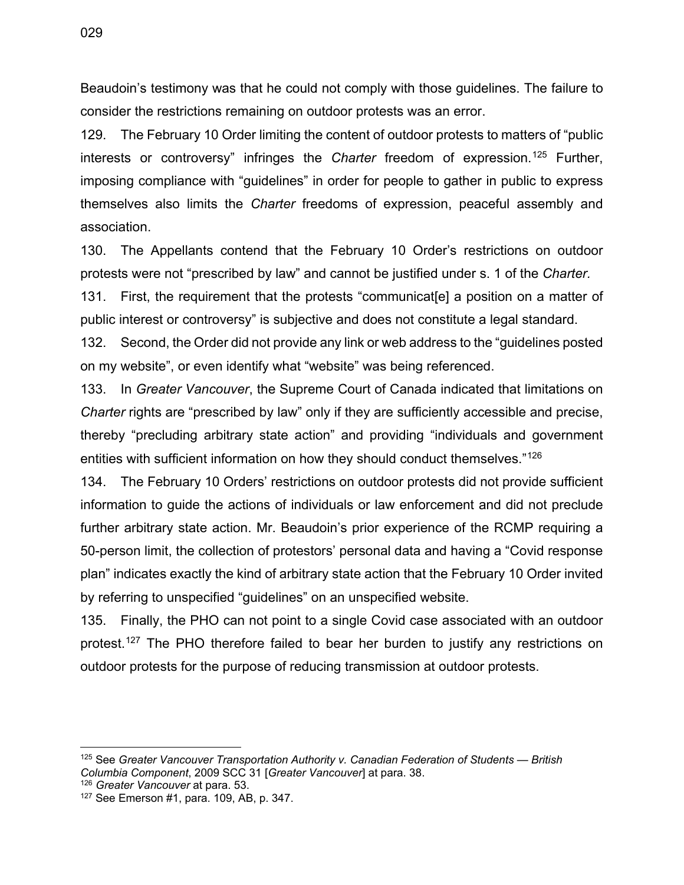Beaudoin's testimony was that he could not comply with those guidelines. The failure to consider the restrictions remaining on outdoor protests was an error.

129. The February 10 Order limiting the content of outdoor protests to matters of "public interests or controversy" infringes the *Charter* freedom of expression.[125] Further, imposing compliance with "guidelines" in order for people to gather in public to express themselves also limits the *Charter* freedoms of expression, peaceful assembly and association.

130. The Appellants contend that the February 10 Order's restrictions on outdoor protests were not "prescribed by law" and cannot be justified under s. 1 of the *Charter.*

131. First, the requirement that the protests "communicat[e] a position on a matter of public interest or controversy" is subjective and does not constitute a legal standard.

132. Second, the Order did not provide any link or web address to the "guidelines posted on my website", or even identify what "website" was being referenced.

133. In *Greater Vancouver*, the Supreme Court of Canada indicated that limitations on *Charter* rights are "prescribed by law" only if they are sufficiently accessible and precise, thereby "precluding arbitrary state action" and providing "individuals and government entities with sufficient information on how they should conduct themselves."[126]

134. The February 10 Orders' restrictions on outdoor protests did not provide sufficient information to guide the actions of individuals or law enforcement and did not preclude further arbitrary state action. Mr. Beaudoin's prior experience of the RCMP requiring a 50-person limit, the collection of protestors' personal data and having a "Covid response plan" indicates exactly the kind of arbitrary state action that the February 10 Order invited by referring to unspecified "guidelines" on an unspecified website.

135. Finally, the PHO can not point to a single Covid case associated with an outdoor protest.[127] The PHO therefore failed to bear her burden to justify any restrictions on outdoor protests for the purpose of reducing transmission at outdoor protests.

---

[125] See *Greater Vancouver Transportation Authority v. Canadian Federation of Students — British Columbia Component*, 2009 SCC 31 [*Greater Vancouver*] at para. 38.

[126] *Greater Vancouver* at para. 53.

[127] See Emerson #1, para. 109, AB, p. 347.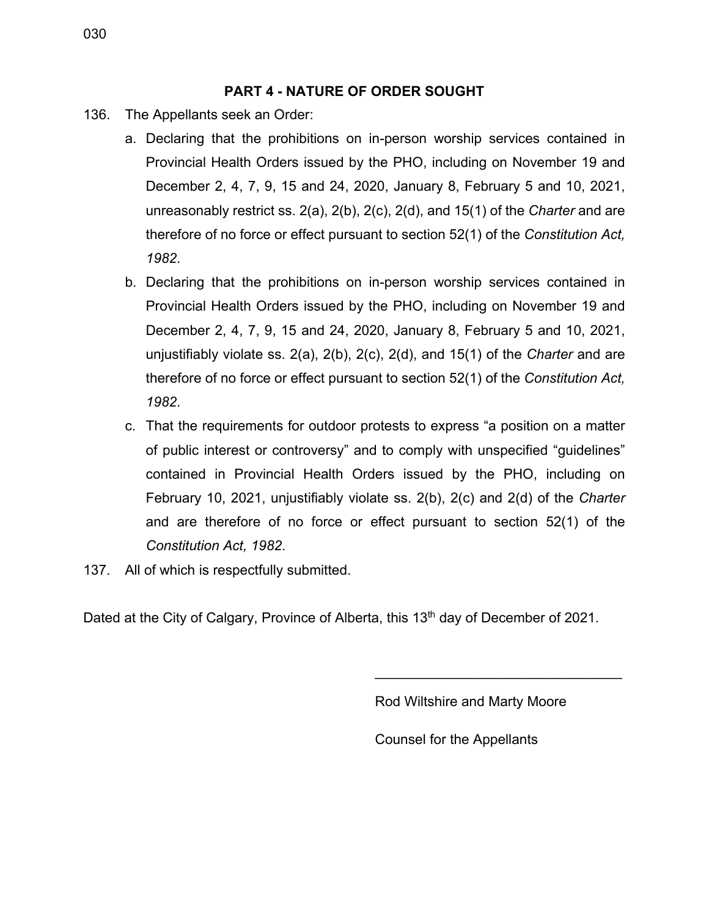## PART 4 - NATURE OF ORDER SOUGHT

136. The Appellants seek an Order:

   a. Declaring that the prohibitions on in-person worship services contained in Provincial Health Orders issued by the PHO, including on November 19 and December 2, 4, 7, 9, 15 and 24, 2020, January 8, February 5 and 10, 2021, unreasonably restrict ss. 2(a), 2(b), 2(c), 2(d), and 15(1) of the *Charter* and are therefore of no force or effect pursuant to section 52(1) of the *Constitution Act, 1982*.

   b. Declaring that the prohibitions on in-person worship services contained in Provincial Health Orders issued by the PHO, including on November 19 and December 2, 4, 7, 9, 15 and 24, 2020, January 8, February 5 and 10, 2021, unjustifiably violate ss. 2(a), 2(b), 2(c), 2(d), and 15(1) of the *Charter* and are therefore of no force or effect pursuant to section 52(1) of the *Constitution Act, 1982*.

   c. That the requirements for outdoor protests to express "a position on a matter of public interest or controversy" and to comply with unspecified "guidelines" contained in Provincial Health Orders issued by the PHO, including on February 10, 2021, unjustifiably violate ss. 2(b), 2(c) and 2(d) of the *Charter* and are therefore of no force or effect pursuant to section 52(1) of the *Constitution Act, 1982*.

137. All of which is respectfully submitted.

Dated at the City of Calgary, Province of Alberta, this 13th day of December of 2021.

\_\_\_\_\_\_\_\_\_\_\_\_\_\_\_\_\_\_\_\_\_\_\_\_\_\_\_\_\_\_\_\_

Rod Wiltshire and Marty Moore

Counsel for the Appellants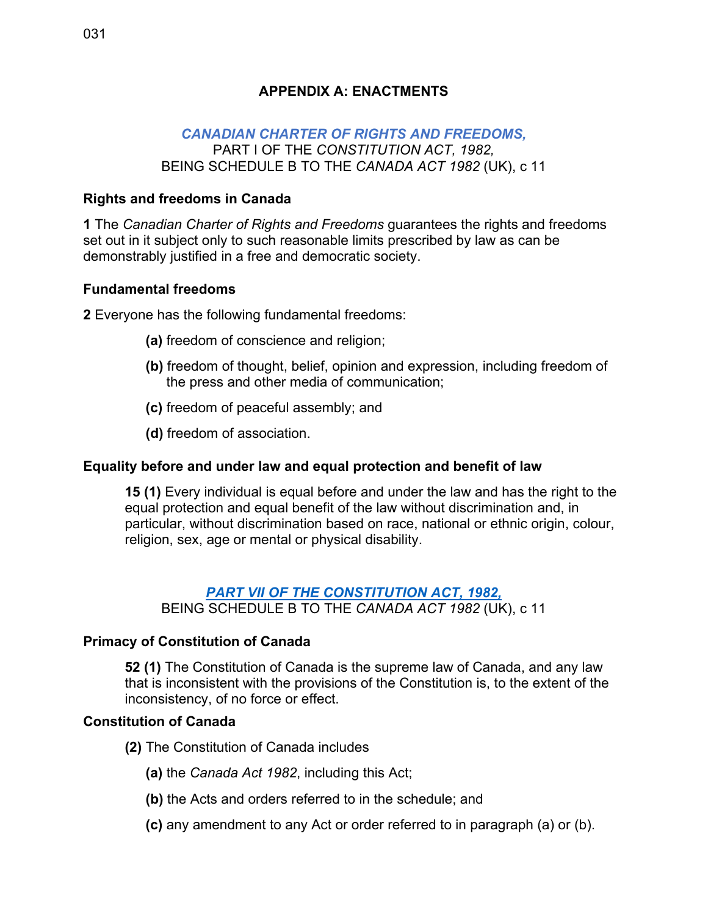# APPENDIX A: ENACTMENTS

## *CANADIAN CHARTER OF RIGHTS AND FREEDOMS,*
PART I OF THE *CONSTITUTION ACT, 1982,*
BEING SCHEDULE B TO THE *CANADA ACT 1982* (UK), c 11

### Rights and freedoms in Canada

**1** The *Canadian Charter of Rights and Freedoms* guarantees the rights and freedoms set out in it subject only to such reasonable limits prescribed by law as can be demonstrably justified in a free and democratic society.

### Fundamental freedoms

**2** Everyone has the following fundamental freedoms:

- **(a)** freedom of conscience and religion;
- **(b)** freedom of thought, belief, opinion and expression, including freedom of the press and other media of communication;
- **(c)** freedom of peaceful assembly; and
- **(d)** freedom of association.

### Equality before and under law and equal protection and benefit of law

**15 (1)** Every individual is equal before and under the law and has the right to the equal protection and equal benefit of the law without discrimination and, in particular, without discrimination based on race, national or ethnic origin, colour, religion, sex, age or mental or physical disability.

## *PART VII OF THE CONSTITUTION ACT, 1982,*
BEING SCHEDULE B TO THE *CANADA ACT 1982* (UK), c 11

### Primacy of Constitution of Canada

**52 (1)** The Constitution of Canada is the supreme law of Canada, and any law that is inconsistent with the provisions of the Constitution is, to the extent of the inconsistency, of no force or effect.

### Constitution of Canada

**(2)** The Constitution of Canada includes

- **(a)** the *Canada Act 1982*, including this Act;
- **(b)** the Acts and orders referred to in the schedule; and
- **(c)** any amendment to any Act or order referred to in paragraph (a) or (b).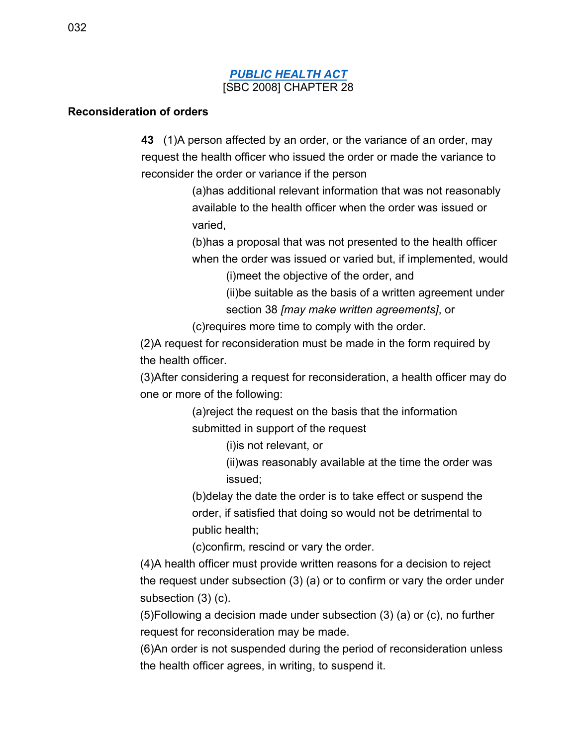# *PUBLIC HEALTH ACT*

[SBC 2008] CHAPTER 28

**Reconciliation of orders**

**43** (1)A person affected by an order, or the variance of an order, may request the health officer who issued the order or made the variance to reconsider the order or variance if the person

(a)has additional relevant information that was not reasonably available to the health officer when the order was issued or varied,

(b)has a proposal that was not presented to the health officer when the order was issued or varied but, if implemented, would

(i)meet the objective of the order, and

(ii)be suitable as the basis of a written agreement under section 38 *[may make written agreements]*, or

(c)requires more time to comply with the order.

(2)A request for reconsideration must be made in the form required by the health officer.

(3)After considering a request for reconsideration, a health officer may do one or more of the following:

(a)reject the request on the basis that the information submitted in support of the request

(i)is not relevant, or

(ii)was reasonably available at the time the order was issued;

(b)delay the date the order is to take effect or suspend the order, if satisfied that doing so would not be detrimental to public health;

(c)confirm, rescind or vary the order.

(4)A health officer must provide written reasons for a decision to reject the request under subsection (3) (a) or to confirm or vary the order under subsection (3) (c).

(5)Following a decision made under subsection (3) (a) or (c), no further request for reconsideration may be made.

(6)An order is not suspended during the period of reconsideration unless the health officer agrees, in writing, to suspend it.

# *PUBLIC HEALTH ACT*

[SBC 2008] CHAPTER 28

**Reconsideration of orders**

**43** (1)A person affected by an order, or the variance of an order, may request the health officer who issued the order or made the variance to reconsider the order or variance if the person

(a)has additional relevant information that was not reasonably available to the health officer when the order was issued or varied,

(b)has a proposal that was not presented to the health officer when the order was issued or varied but, if implemented, would

(i)meet the objective of the order, and

(ii)be suitable as the basis of a written agreement under section 38 *[may make written agreements]*, or

(c)requires more time to comply with the order.

(2)A request for reconsideration must be made in the form required by the health officer.

(3)After considering a request for reconsideration, a health officer may do one or more of the following:

(a)reject the request on the basis that the information submitted in support of the request

(i)is not relevant, or

(ii)was reasonably available at the time the order was issued;

(b)delay the date the order is to take effect or suspend the order, if satisfied that doing so would not be detrimental to public health;

(c)confirm, rescind or vary the order.

(4)A health officer must provide written reasons for a decision to reject the request under subsection (3) (a) or to confirm or vary the order under subsection (3) (c).

(5)Following a decision made under subsection (3) (a) or (c), no further request for reconsideration may be made.

(6)An order is not suspended during the period of reconsideration unless the health officer agrees, in writing, to suspend it.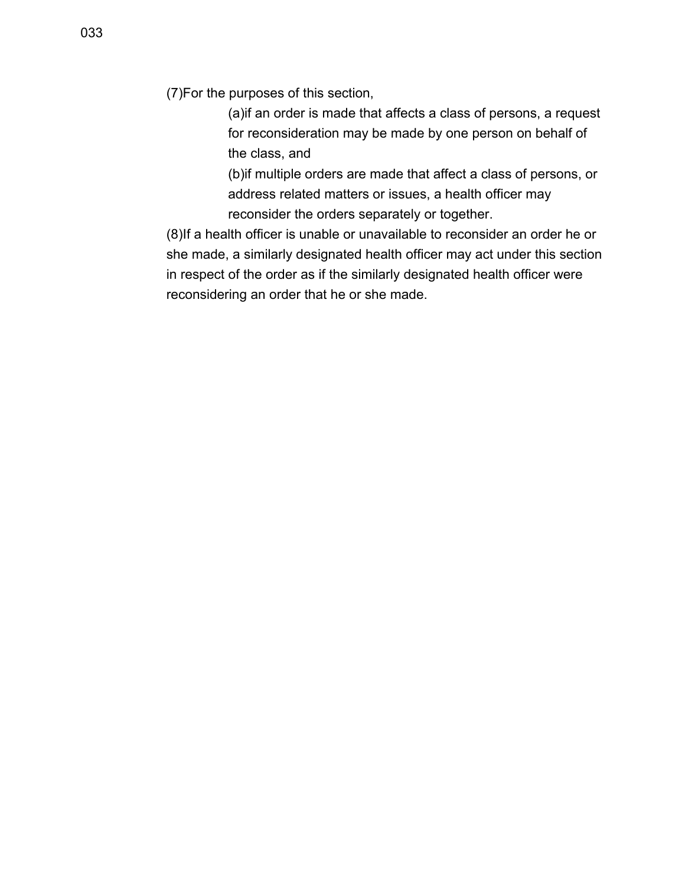(7)For the purposes of this section,

(a)if an order is made that affects a class of persons, a request for reconsideration may be made by one person on behalf of the class, and

(b)if multiple orders are made that affect a class of persons, or address related matters or issues, a health officer may reconsider the orders separately or together.

(8)If a health officer is unable or unavailable to reconsider an order he or she made, a similarly designated health officer may act under this section in respect of the order as if the similarly designated health officer were reconsidering an order that he or she made.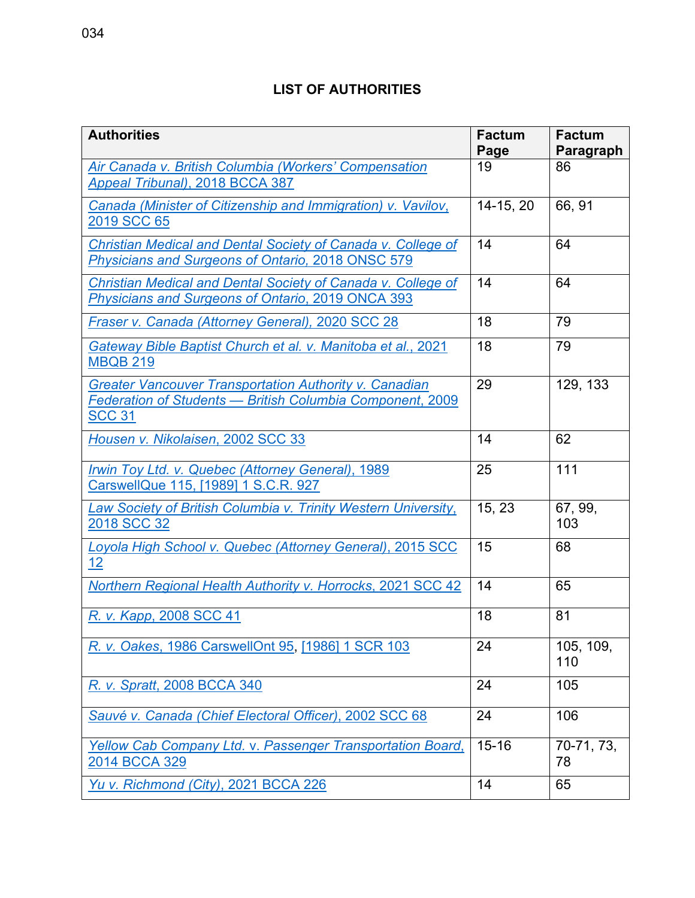## LIST OF AUTHORITIES

| Authorities | Factum Page | Factum Paragraph |
|---|---|---|
| *Air Canada v. British Columbia (Workers' Compensation Appeal Tribunal)*, 2018 BCCA 387 | 19 | 86 |
| *Canada (Minister of Citizenship and Immigration) v. Vavilov*, 2019 SCC 65 | 14-15, 20 | 66, 91 |
| *Christian Medical and Dental Society of Canada v. College of Physicians and Surgeons of Ontario*, 2018 ONSC 579 | 14 | 64 |
| *Christian Medical and Dental Society of Canada v. College of Physicians and Surgeons of Ontario*, 2019 ONCA 393 | 14 | 64 |
| *Fraser v. Canada (Attorney General)*, 2020 SCC 28 | 18 | 79 |
| *Gateway Bible Baptist Church et al. v. Manitoba et al.*, 2021 MBQB 219 | 18 | 79 |
| *Greater Vancouver Transportation Authority v. Canadian Federation of Students — British Columbia Component*, 2009 SCC 31 | 29 | 129, 133 |
| *Housen v. Nikolaisen*, 2002 SCC 33 | 14 | 62 |
| *Irwin Toy Ltd. v. Quebec (Attorney General)*, 1989 CarswellQue 115, [1989] 1 S.C.R. 927 | 25 | 111 |
| *Law Society of British Columbia v. Trinity Western University*, 2018 SCC 32 | 15, 23 | 67, 99, 103 |
| *Loyola High School v. Quebec (Attorney General)*, 2015 SCC 12 | 15 | 68 |
| *Northern Regional Health Authority v. Horrocks*, 2021 SCC 42 | 14 | 65 |
| *R. v. Kapp*, 2008 SCC 41 | 18 | 81 |
| *R. v. Oakes*, 1986 CarswellOnt 95, [1986] 1 SCR 103 | 24 | 105, 109, 110 |
| *R. v. Spratt*, 2008 BCCA 340 | 24 | 105 |
| *Sauvé v. Canada (Chief Electoral Officer)*, 2002 SCC 68 | 24 | 106 |
| *Yellow Cab Company Ltd. v. Passenger Transportation Board*, 2014 BCCA 329 | 15-16 | 70-71, 73, 78 |
| *Yu v. Richmond (City)*, 2021 BCCA 226 | 14 | 65 |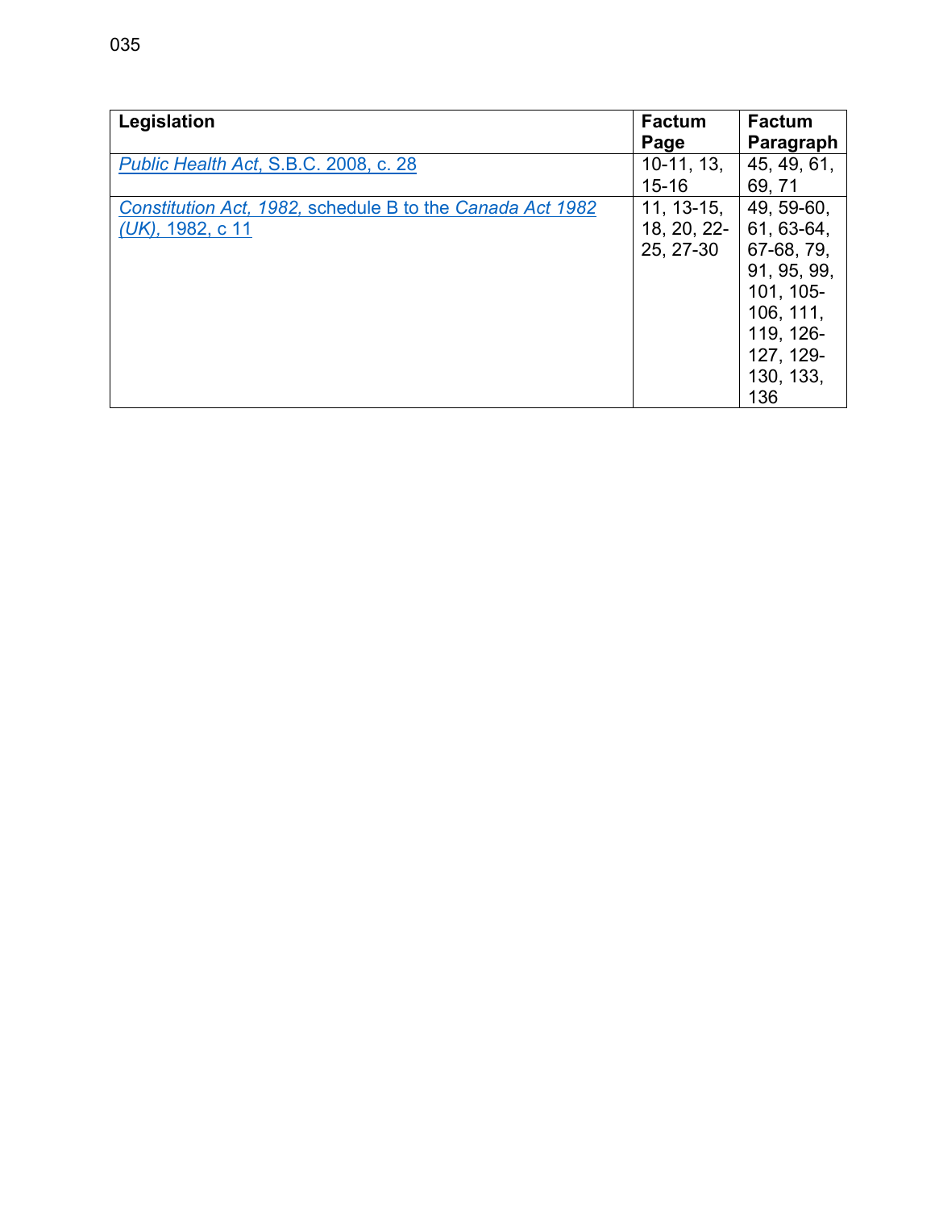| Legislation | Factum Page | Factum Paragraph |
|---|---|---|
| *Public Health Act*, S.B.C. 2008, c. 28 | 10-11, 13, 15-16 | 45, 49, 61, 69, 71 |
| *Constitution Act, 1982,* schedule B to the *Canada Act 1982 (UK)*, 1982, c 11 | 11, 13-15, 18, 20, 22-25, 27-30 | 49, 59-60, 61, 63-64, 67-68, 79, 91, 95, 99, 101, 105-106, 111, 119, 126-127, 129-130, 133, 136 |